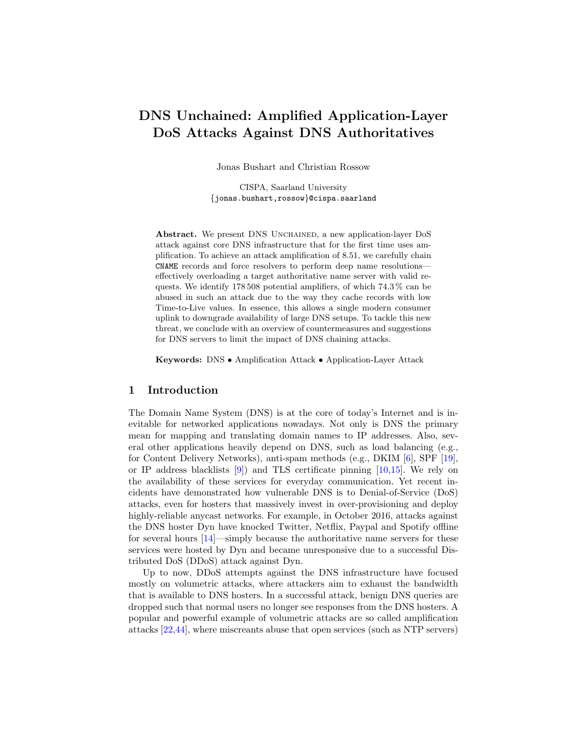# DNS Unchained: Amplified Application-Layer DoS Attacks Against DNS Authoritatives

Jonas Bushart and Christian Rossow

CISPA, Saarland University
{jonas.bushart,rossow}@cispa.saarland

**Abstract.** We present DNS Unchained, a new application-layer DoS attack against core DNS infrastructure that for the first time uses amplification. To achieve an attack amplification of 8.51, we carefully chain CNAME records and force resolvers to perform deep name resolutions—effectively overloading a target authoritative name server with valid requests. We identify 178 508 potential amplifiers, of which 74.3 % can be abused in such an attack due to the way they cache records with low Time-to-Live values. In essence, this allows a single modern consumer uplink to downgrade availability of large DNS setups. To tackle this new threat, we conclude with an overview of countermeasures and suggestions for DNS servers to limit the impact of DNS chaining attacks.

**Keywords:** DNS • Amplification Attack • Application-Layer Attack

## 1 Introduction

The Domain Name System (DNS) is at the core of today's Internet and is inevitable for networked applications nowadays. Not only is DNS the primary mean for mapping and translating domain names to IP addresses. Also, several other applications heavily depend on DNS, such as load balancing (e.g., for Content Delivery Networks), anti-spam methods (e.g., DKIM [6], SPF [19], or IP address blacklists [9]) and TLS certificate pinning [10,15]. We rely on the availability of these services for everyday communication. Yet recent incidents have demonstrated how vulnerable DNS is to Denial-of-Service (DoS) attacks, even for hosters that massively invest in over-provisioning and deploy highly-reliable anycast networks. For example, in October 2016, attacks against the DNS hoster Dyn have knocked Twitter, Netflix, Paypal and Spotify offline for several hours [14]—simply because the authoritative name servers for these services were hosted by Dyn and became unresponsive due to a successful Distributed DoS (DDoS) attack against Dyn.

Up to now, DDoS attempts against the DNS infrastructure have focused mostly on volumetric attacks, where attackers aim to exhaust the bandwidth that is available to DNS hosters. In a successful attack, benign DNS queries are dropped such that normal users no longer see responses from the DNS hosters. A popular and powerful example of volumetric attacks are so called amplification attacks [22,44], where miscreants abuse that open services (such as NTP servers)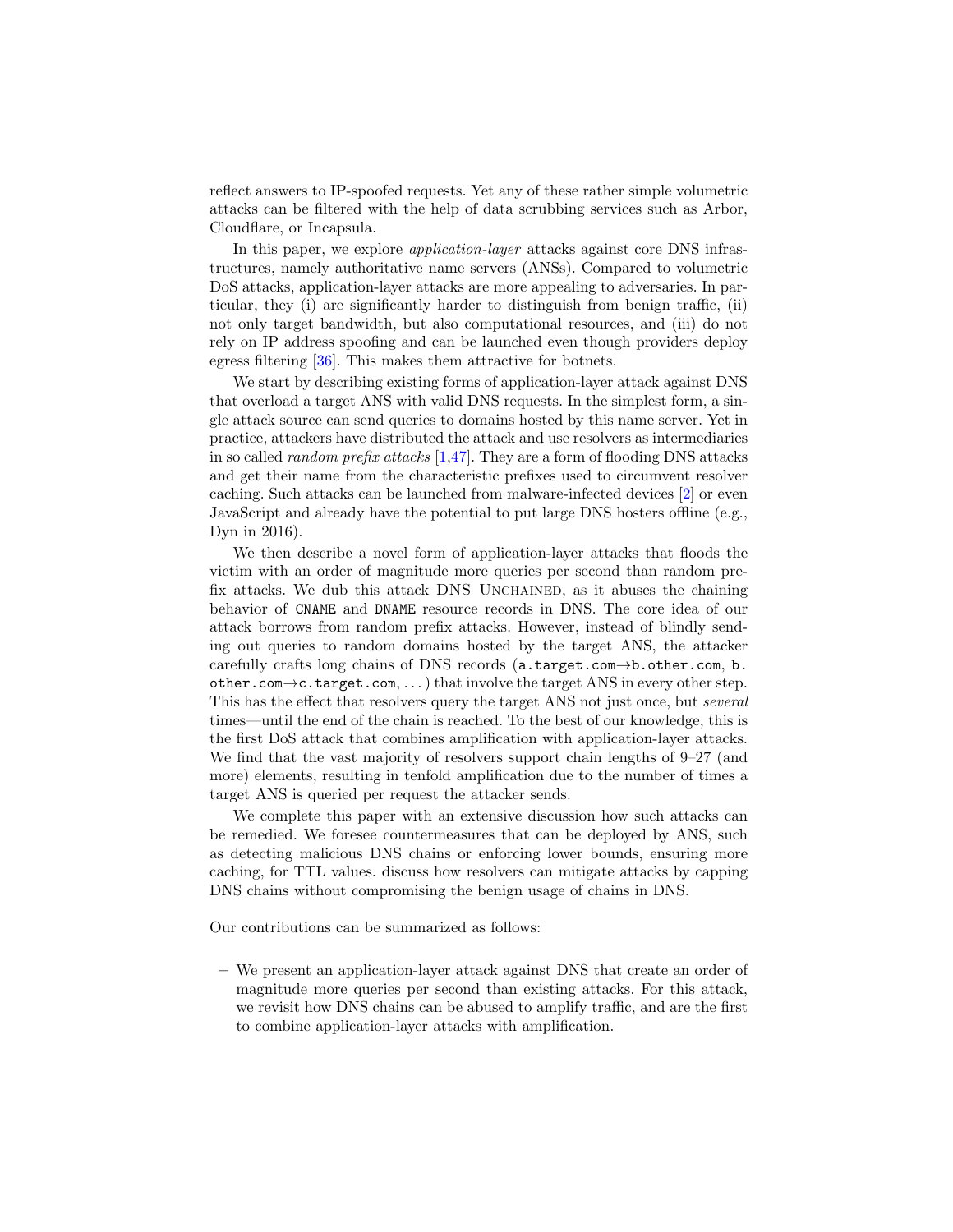reflect answers to IP-spoofed requests. Yet any of these rather simple volumetric attacks can be filtered with the help of data scrubbing services such as Arbor, Cloudflare, or Incapsula.

In this paper, we explore *application-layer* attacks against core DNS infrastructures, namely authoritative name servers (ANSs). Compared to volumetric DoS attacks, application-layer attacks are more appealing to adversaries. In particular, they (i) are significantly harder to distinguish from benign traffic, (ii) not only target bandwidth, but also computational resources, and (iii) do not rely on IP address spoofing and can be launched even though providers deploy egress filtering [36]. This makes them attractive for botnets.

We start by describing existing forms of application-layer attack against DNS that overload a target ANS with valid DNS requests. In the simplest form, a single attack source can send queries to domains hosted by this name server. Yet in practice, attackers have distributed the attack and use resolvers as intermediaries in so called *random prefix attacks* [1,47]. They are a form of flooding DNS attacks and get their name from the characteristic prefixes used to circumvent resolver caching. Such attacks can be launched from malware-infected devices [2] or even JavaScript and already have the potential to put large DNS hosters offline (e.g., Dyn in 2016).

We then describe a novel form of application-layer attacks that floods the victim with an order of magnitude more queries per second than random prefix attacks. We dub this attack DNS Unchained, as it abuses the chaining behavior of `CNAME` and `DNAME` resource records in DNS. The core idea of our attack borrows from random prefix attacks. However, instead of blindly sending out queries to random domains hosted by the target ANS, the attacker carefully crafts long chains of DNS records (`a.target.com`→`b.other.com`, `b.other.com`→`c.target.com`, . . . ) that involve the target ANS in every other step. This has the effect that resolvers query the target ANS not just once, but *several* times—until the end of the chain is reached. To the best of our knowledge, this is the first DoS attack that combines amplification with application-layer attacks. We find that the vast majority of resolvers support chain lengths of 9–27 (and more) elements, resulting in tenfold amplification due to the number of times a target ANS is queried per request the attacker sends.

We complete this paper with an extensive discussion how such attacks can be remedied. We foresee countermeasures that can be deployed by ANS, such as detecting malicious DNS chains or enforcing lower bounds, ensuring more caching, for TTL values. discuss how resolvers can mitigate attacks by capping DNS chains without compromising the benign usage of chains in DNS.

Our contributions can be summarized as follows:

– We present an application-layer attack against DNS that create an order of magnitude more queries per second than existing attacks. For this attack, we revisit how DNS chains can be abused to amplify traffic, and are the first to combine application-layer attacks with amplification.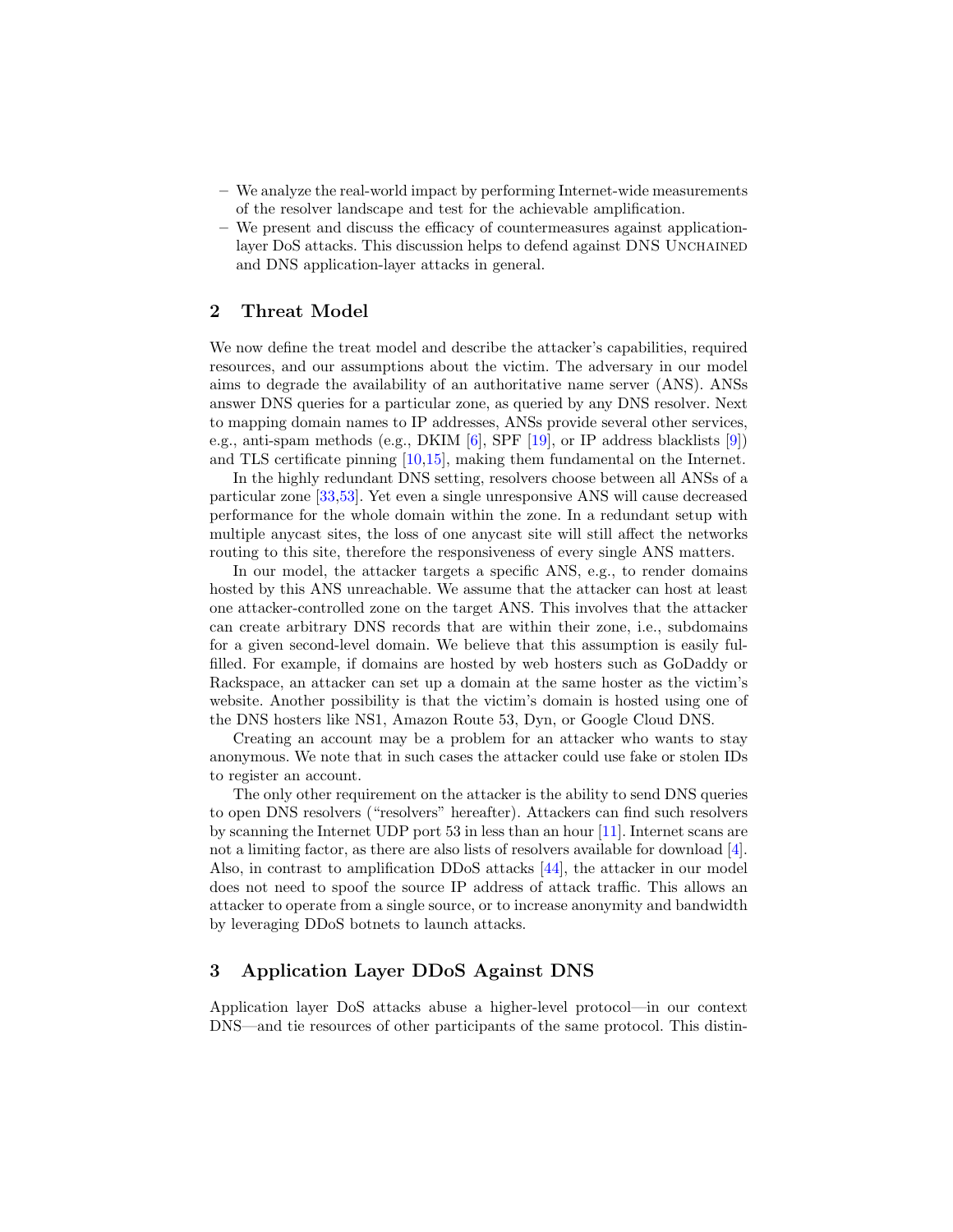- We analyze the real-world impact by performing Internet-wide measurements of the resolver landscape and test for the achievable amplification.
- We present and discuss the efficacy of countermeasures against application-layer DoS attacks. This discussion helps to defend against DNS Unchained and DNS application-layer attacks in general.

## 2 Threat Model

We now define the treat model and describe the attacker's capabilities, required resources, and our assumptions about the victim. The adversary in our model aims to degrade the availability of an authoritative name server (ANS). ANSs answer DNS queries for a particular zone, as queried by any DNS resolver. Next to mapping domain names to IP addresses, ANSs provide several other services, e.g., anti-spam methods (e.g., DKIM [6], SPF [19], or IP address blacklists [9]) and TLS certificate pinning [10,15], making them fundamental on the Internet.

In the highly redundant DNS setting, resolvers choose between all ANSs of a particular zone [33,53]. Yet even a single unresponsive ANS will cause decreased performance for the whole domain within the zone. In a redundant setup with multiple anycast sites, the loss of one anycast site will still affect the networks routing to this site, therefore the responsiveness of every single ANS matters.

In our model, the attacker targets a specific ANS, e.g., to render domains hosted by this ANS unreachable. We assume that the attacker can host at least one attacker-controlled zone on the target ANS. This involves that the attacker can create arbitrary DNS records that are within their zone, i.e., subdomains for a given second-level domain. We believe that this assumption is easily fulfilled. For example, if domains are hosted by web hosters such as GoDaddy or Rackspace, an attacker can set up a domain at the same hoster as the victim's website. Another possibility is that the victim's domain is hosted using one of the DNS hosters like NS1, Amazon Route 53, Dyn, or Google Cloud DNS.

Creating an account may be a problem for an attacker who wants to stay anonymous. We note that in such cases the attacker could use fake or stolen IDs to register an account.

The only other requirement on the attacker is the ability to send DNS queries to open DNS resolvers ("resolvers" hereafter). Attackers can find such resolvers by scanning the Internet UDP port 53 in less than an hour [11]. Internet scans are not a limiting factor, as there are also lists of resolvers available for download [4]. Also, in contrast to amplification DDoS attacks [44], the attacker in our model does not need to spoof the source IP address of attack traffic. This allows an attacker to operate from a single source, or to increase anonymity and bandwidth by leveraging DDoS botnets to launch attacks.

## 3 Application Layer DDoS Against DNS

Application layer DoS attacks abuse a higher-level protocol—in our context DNS—and tie resources of other participants of the same protocol. This distin-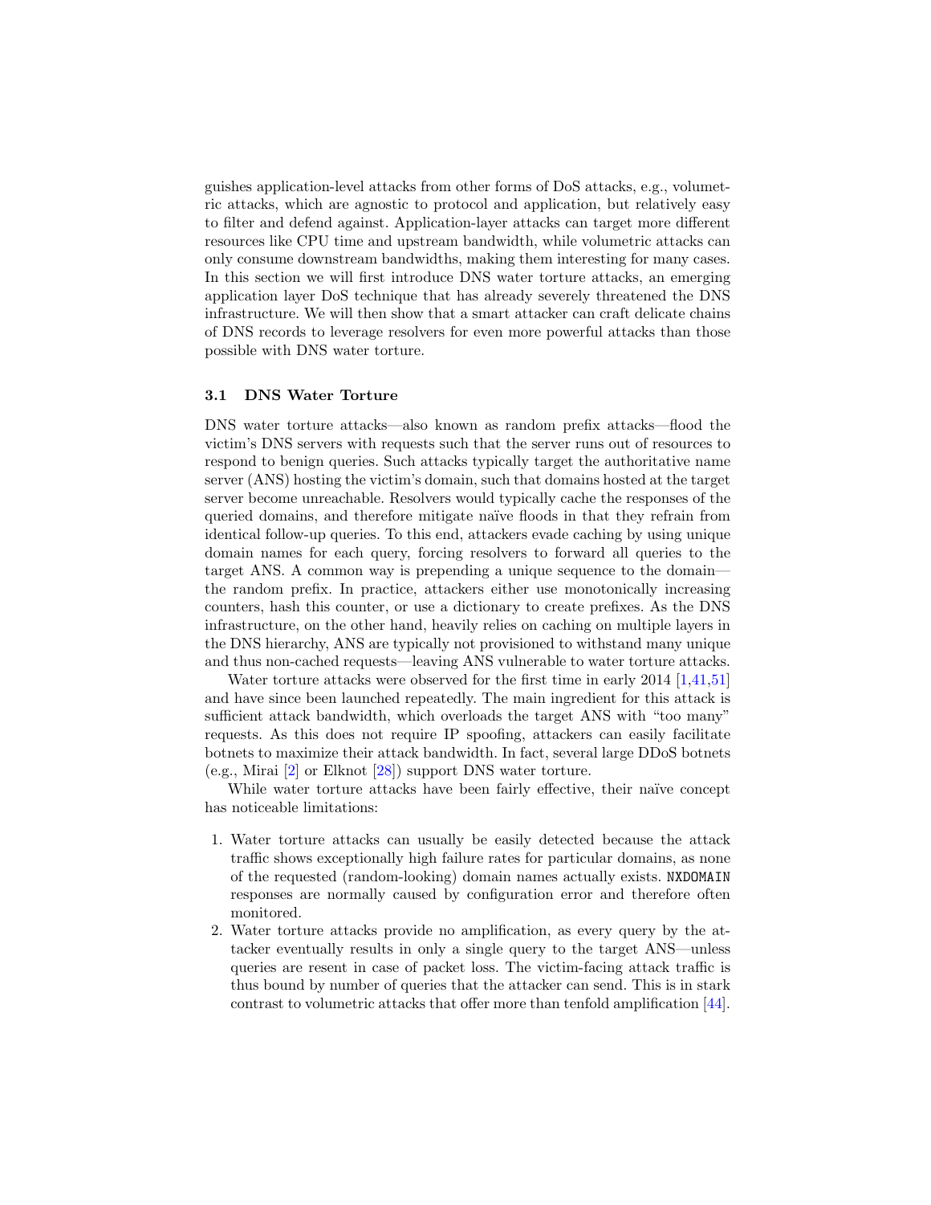guishes application-level attacks from other forms of DoS attacks, e.g., volumetric attacks, which are agnostic to protocol and application, but relatively easy to filter and defend against. Application-layer attacks can target more different resources like CPU time and upstream bandwidth, while volumetric attacks can only consume downstream bandwidths, making them interesting for many cases. In this section we will first introduce DNS water torture attacks, an emerging application layer DoS technique that has already severely threatened the DNS infrastructure. We will then show that a smart attacker can craft delicate chains of DNS records to leverage resolvers for even more powerful attacks than those possible with DNS water torture.

### 3.1 DNS Water Torture

DNS water torture attacks—also known as random prefix attacks—flood the victim's DNS servers with requests such that the server runs out of resources to respond to benign queries. Such attacks typically target the authoritative name server (ANS) hosting the victim's domain, such that domains hosted at the target server become unreachable. Resolvers would typically cache the responses of the queried domains, and therefore mitigate naïve floods in that they refrain from identical follow-up queries. To this end, attackers evade caching by using unique domain names for each query, forcing resolvers to forward all queries to the target ANS. A common way is prepending a unique sequence to the domain—the random prefix. In practice, attackers either use monotonically increasing counters, hash this counter, or use a dictionary to create prefixes. As the DNS infrastructure, on the other hand, heavily relies on caching on multiple layers in the DNS hierarchy, ANS are typically not provisioned to withstand many unique and thus non-cached requests—leaving ANS vulnerable to water torture attacks.

Water torture attacks were observed for the first time in early 2014 [1,41,51] and have since been launched repeatedly. The main ingredient for this attack is sufficient attack bandwidth, which overloads the target ANS with "too many" requests. As this does not require IP spoofing, attackers can easily facilitate botnets to maximize their attack bandwidth. In fact, several large DDoS botnets (e.g., Mirai [2] or Elknot [28]) support DNS water torture.

While water torture attacks have been fairly effective, their naïve concept has noticeable limitations:

1. Water torture attacks can usually be easily detected because the attack traffic shows exceptionally high failure rates for particular domains, as none of the requested (random-looking) domain names actually exists. `NXDOMAIN` responses are normally caused by configuration error and therefore often monitored.
2. Water torture attacks provide no amplification, as every query by the attacker eventually results in only a single query to the target ANS—unless queries are resent in case of packet loss. The victim-facing attack traffic is thus bound by number of queries that the attacker can send. This is in stark contrast to volumetric attacks that offer more than tenfold amplification [44].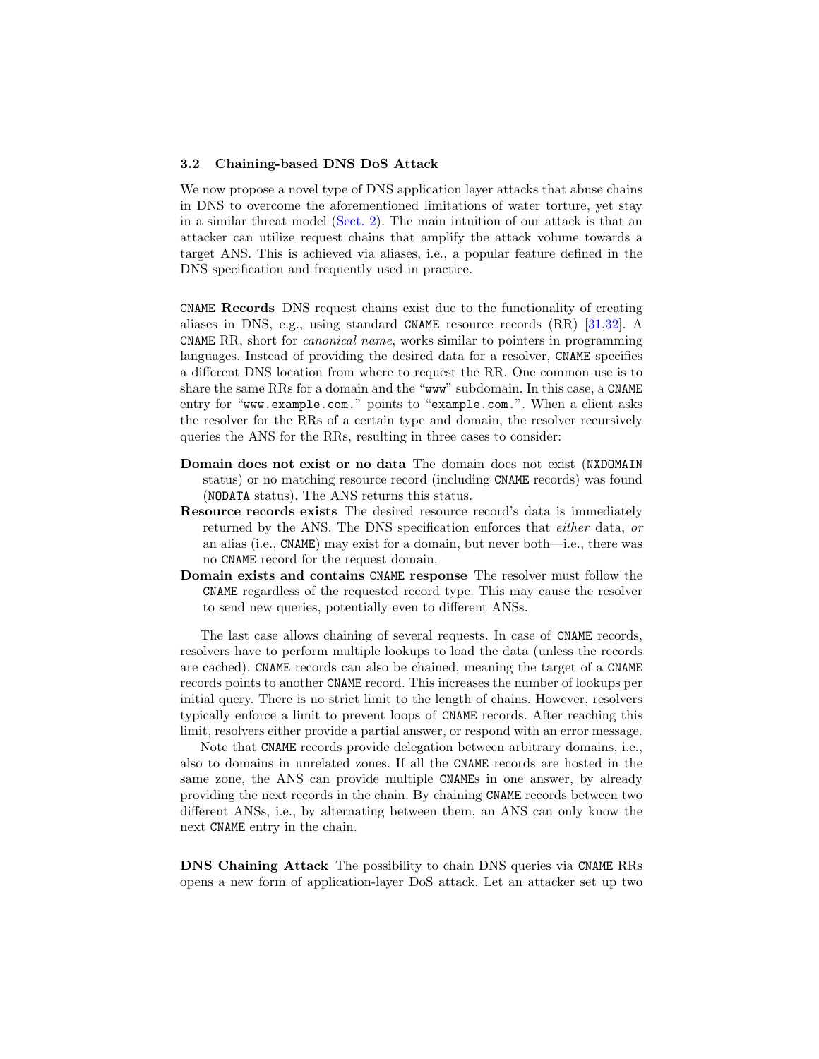### 3.2 Chaining-based DNS DoS Attack

We now propose a novel type of DNS application layer attacks that abuse chains in DNS to overcome the aforementioned limitations of water torture, yet stay in a similar threat model (Sect. 2). The main intuition of our attack is that an attacker can utilize request chains that amplify the attack volume towards a target ANS. This is achieved via aliases, i.e., a popular feature defined in the DNS specification and frequently used in practice.

**`CNAME` Records** DNS request chains exist due to the functionality of creating aliases in DNS, e.g., using standard `CNAME` resource records (RR) [31,32]. A `CNAME` RR, short for *canonical name*, works similar to pointers in programming languages. Instead of providing the desired data for a resolver, `CNAME` specifies a different DNS location from where to request the RR. One common use is to share the same RRs for a domain and the "`www`" subdomain. In this case, a `CNAME` entry for "`www.example.com.`" points to "`example.com.`". When a client asks the resolver for the RRs of a certain type and domain, the resolver recursively queries the ANS for the RRs, resulting in three cases to consider:

- **Domain does not exist or no data** The domain does not exist (`NXDOMAIN` status) or no matching resource record (including `CNAME` records) was found (`NODATA` status). The ANS returns this status.
- **Resource records exists** The desired resource record's data is immediately returned by the ANS. The DNS specification enforces that *either* data, *or* an alias (i.e., `CNAME`) may exist for a domain, but never both—i.e., there was no `CNAME` record for the request domain.
- **Domain exists and contains `CNAME` response** The resolver must follow the `CNAME` regardless of the requested record type. This may cause the resolver to send new queries, potentially even to different ANSs.

The last case allows chaining of several requests. In case of `CNAME` records, resolvers have to perform multiple lookups to load the data (unless the records are cached). `CNAME` records can also be chained, meaning the target of a `CNAME` records points to another `CNAME` record. This increases the number of lookups per initial query. There is no strict limit to the length of chains. However, resolvers typically enforce a limit to prevent loops of `CNAME` records. After reaching this limit, resolvers either provide a partial answer, or respond with an error message.

Note that `CNAME` records provide delegation between arbitrary domains, i.e., also to domains in unrelated zones. If all the `CNAME` records are hosted in the same zone, the ANS can provide multiple `CNAME`s in one answer, by already providing the next records in the chain. By chaining `CNAME` records between two different ANSs, i.e., by alternating between them, an ANS can only know the next `CNAME` entry in the chain.

**DNS Chaining Attack** The possibility to chain DNS queries via `CNAME` RRs opens a new form of application-layer DoS attack. Let an attacker set up two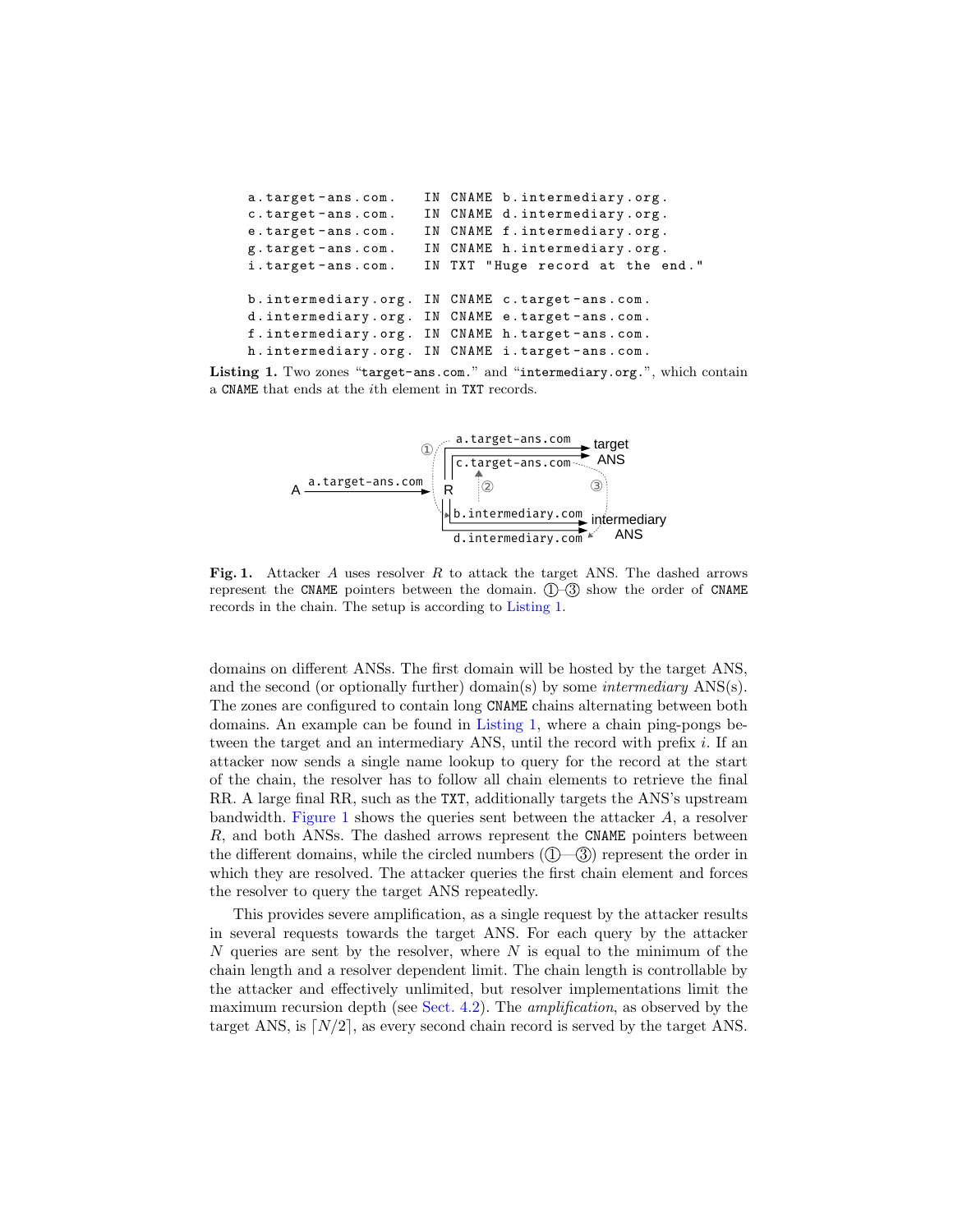```
a.target-ans.com.   IN CNAME b.intermediary.org.
c.target-ans.com.   IN CNAME d.intermediary.org.
e.target-ans.com.   IN CNAME f.intermediary.org.
g.target-ans.com.   IN CNAME h.intermediary.org.
i.target-ans.com.   IN TXT "Huge record at the end."

b.intermediary.org. IN CNAME c.target-ans.com.
d.intermediary.org. IN CNAME e.target-ans.com.
f.intermediary.org. IN CNAME h.target-ans.com.
h.intermediary.org. IN CNAME i.target-ans.com.
```

**Listing 1.** Two zones "`target-ans.com.`" and "`intermediary.org.`", which contain a `CNAME` that ends at the $i$th element in `TXT` records.

**Fig. 1.** Attacker $A$ uses resolver $R$ to attack the target ANS. The dashed arrows represent the `CNAME` pointers between the domain. ①–③ show the order of `CNAME` records in the chain. The setup is according to Listing 1.

domains on different ANSs. The first domain will be hosted by the target ANS, and the second (or optionally further) domain(s) by some *intermediary* ANS(s). The zones are configured to contain long `CNAME` chains alternating between both domains. An example can be found in Listing 1, where a chain ping-pongs between the target and an intermediary ANS, until the record with prefix $i$. If an attacker now sends a single name lookup to query for the record at the start of the chain, the resolver has to follow all chain elements to retrieve the final RR. A large final RR, such as the `TXT`, additionally targets the ANS's upstream bandwidth. Figure 1 shows the queries sent between the attacker $A$, a resolver $R$, and both ANSs. The dashed arrows represent the `CNAME` pointers between the different domains, while the circled numbers (①—③) represent the order in which they are resolved. The attacker queries the first chain element and forces the resolver to query the target ANS repeatedly.

This provides severe amplification, as a single request by the attacker results in several requests towards the target ANS. For each query by the attacker $N$ queries are sent by the resolver, where $N$ is equal to the minimum of the chain length and a resolver dependent limit. The chain length is controllable by the attacker and effectively unlimited, but resolver implementations limit the maximum recursion depth (see Sect. 4.2). The *amplification*, as observed by the target ANS, is $\lceil N/2 \rceil$, as every second chain record is served by the target ANS.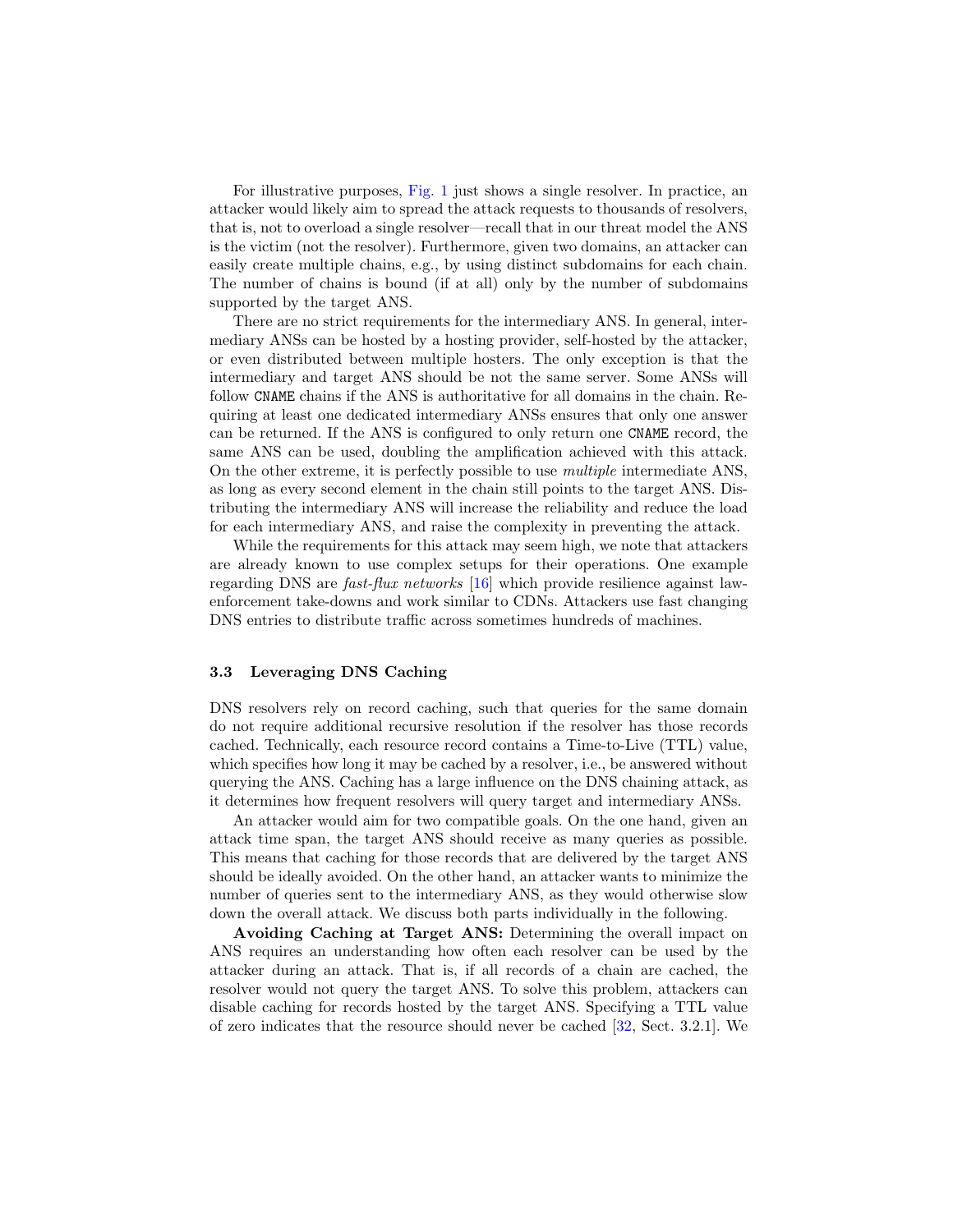For illustrative purposes, Fig. 1 just shows a single resolver. In practice, an attacker would likely aim to spread the attack requests to thousands of resolvers, that is, not to overload a single resolver—recall that in our threat model the ANS is the victim (not the resolver). Furthermore, given two domains, an attacker can easily create multiple chains, e.g., by using distinct subdomains for each chain. The number of chains is bound (if at all) only by the number of subdomains supported by the target ANS.

There are no strict requirements for the intermediary ANS. In general, intermediary ANSs can be hosted by a hosting provider, self-hosted by the attacker, or even distributed between multiple hosters. The only exception is that the intermediary and target ANS should be not the same server. Some ANSs will follow `CNAME` chains if the ANS is authoritative for all domains in the chain. Requiring at least one dedicated intermediary ANSs ensures that only one answer can be returned. If the ANS is configured to only return one `CNAME` record, the same ANS can be used, doubling the amplification achieved with this attack. On the other extreme, it is perfectly possible to use *multiple* intermediate ANS, as long as every second element in the chain still points to the target ANS. Distributing the intermediary ANS will increase the reliability and reduce the load for each intermediary ANS, and raise the complexity in preventing the attack.

While the requirements for this attack may seem high, we note that attackers are already known to use complex setups for their operations. One example regarding DNS are *fast-flux networks* [16] which provide resilience against law-enforcement take-downs and work similar to CDNs. Attackers use fast changing DNS entries to distribute traffic across sometimes hundreds of machines.

### 3.3 Leveraging DNS Caching

DNS resolvers rely on record caching, such that queries for the same domain do not require additional recursive resolution if the resolver has those records cached. Technically, each resource record contains a Time-to-Live (TTL) value, which specifies how long it may be cached by a resolver, i.e., be answered without querying the ANS. Caching has a large influence on the DNS chaining attack, as it determines how frequent resolvers will query target and intermediary ANSs.

An attacker would aim for two compatible goals. On the one hand, given an attack time span, the target ANS should receive as many queries as possible. This means that caching for those records that are delivered by the target ANS should be ideally avoided. On the other hand, an attacker wants to minimize the number of queries sent to the intermediary ANS, as they would otherwise slow down the overall attack. We discuss both parts individually in the following.

**Avoiding Caching at Target ANS:** Determining the overall impact on ANS requires an understanding how often each resolver can be used by the attacker during an attack. That is, if all records of a chain are cached, the resolver would not query the target ANS. To solve this problem, attackers can disable caching for records hosted by the target ANS. Specifying a TTL value of zero indicates that the resource should never be cached [32, Sect. 3.2.1]. We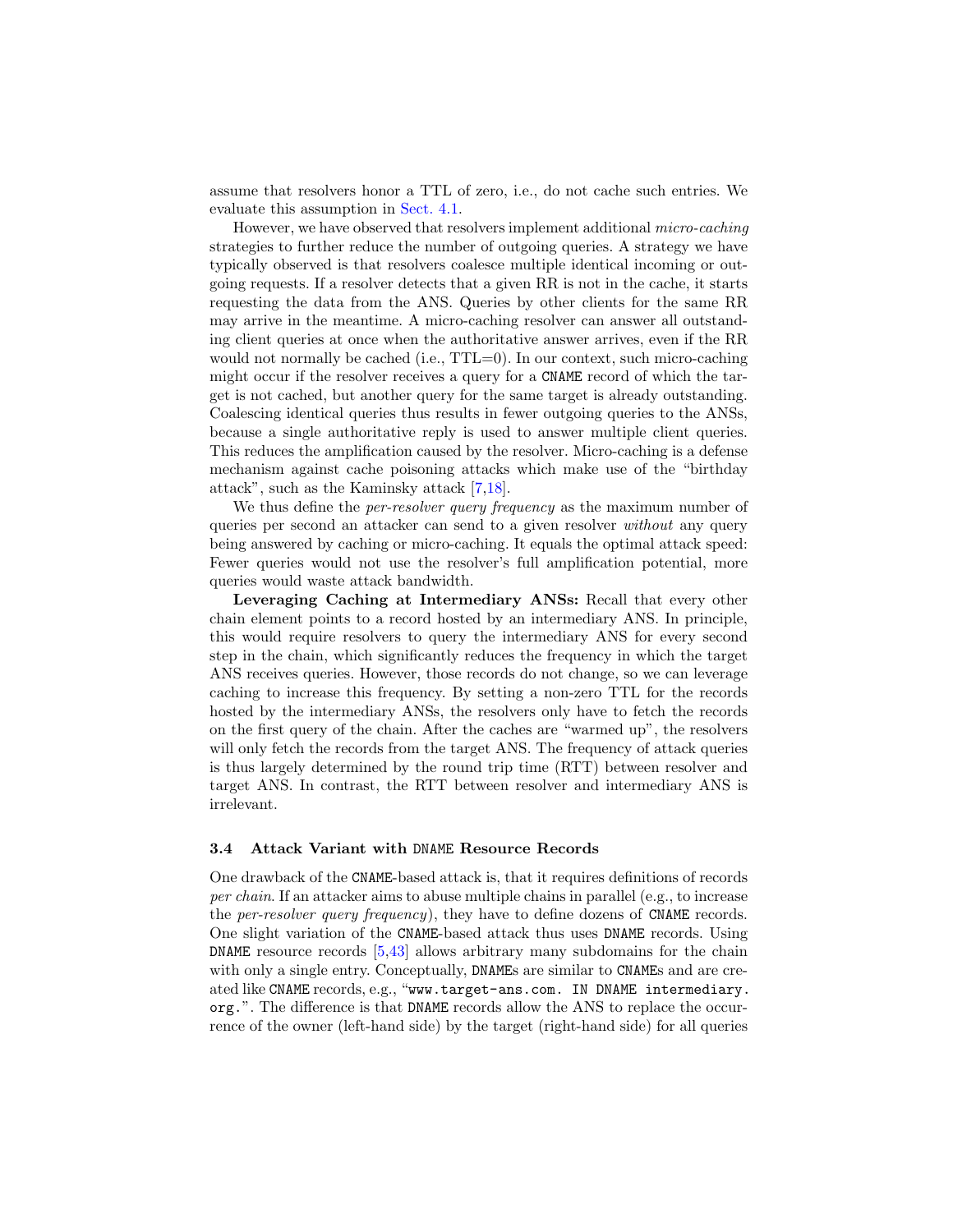assume that resolvers honor a TTL of zero, i.e., do not cache such entries. We evaluate this assumption in Sect. 4.1.

However, we have observed that resolvers implement additional *micro-caching* strategies to further reduce the number of outgoing queries. A strategy we have typically observed is that resolvers coalesce multiple identical incoming or outgoing requests. If a resolver detects that a given RR is not in the cache, it starts requesting the data from the ANS. Queries by other clients for the same RR may arrive in the meantime. A micro-caching resolver can answer all outstanding client queries at once when the authoritative answer arrives, even if the RR would not normally be cached (i.e., TTL=0). In our context, such micro-caching might occur if the resolver receives a query for a `CNAME` record of which the target is not cached, but another query for the same target is already outstanding. Coalescing identical queries thus results in fewer outgoing queries to the ANSs, because a single authoritative reply is used to answer multiple client queries. This reduces the amplification caused by the resolver. Micro-caching is a defense mechanism against cache poisoning attacks which make use of the "birthday attack", such as the Kaminsky attack [7,18].

We thus define the *per-resolver query frequency* as the maximum number of queries per second an attacker can send to a given resolver *without* any query being answered by caching or micro-caching. It equals the optimal attack speed: Fewer queries would not use the resolver's full amplification potential, more queries would waste attack bandwidth.

**Leveraging Caching at Intermediary ANSs:** Recall that every other chain element points to a record hosted by an intermediary ANS. In principle, this would require resolvers to query the intermediary ANS for every second step in the chain, which significantly reduces the frequency in which the target ANS receives queries. However, those records do not change, so we can leverage caching to increase this frequency. By setting a non-zero TTL for the records hosted by the intermediary ANSs, the resolvers only have to fetch the records on the first query of the chain. After the caches are "warmed up", the resolvers will only fetch the records from the target ANS. The frequency of attack queries is thus largely determined by the round trip time (RTT) between resolver and target ANS. In contrast, the RTT between resolver and intermediary ANS is irrelevant.

### 3.4 Attack Variant with `DNAME` Resource Records

One drawback of the `CNAME`-based attack is, that it requires definitions of records *per chain*. If an attacker aims to abuse multiple chains in parallel (e.g., to increase the *per-resolver query frequency*), they have to define dozens of `CNAME` records. One slight variation of the `CNAME`-based attack thus uses `DNAME` records. Using `DNAME` resource records [5,43] allows arbitrary many subdomains for the chain with only a single entry. Conceptually, `DNAME`s are similar to `CNAME`s and are created like `CNAME` records, e.g., "`www.target-ans.com. IN DNAME intermediary.org.`". The difference is that `DNAME` records allow the ANS to replace the occurrence of the owner (left-hand side) by the target (right-hand side) for all queries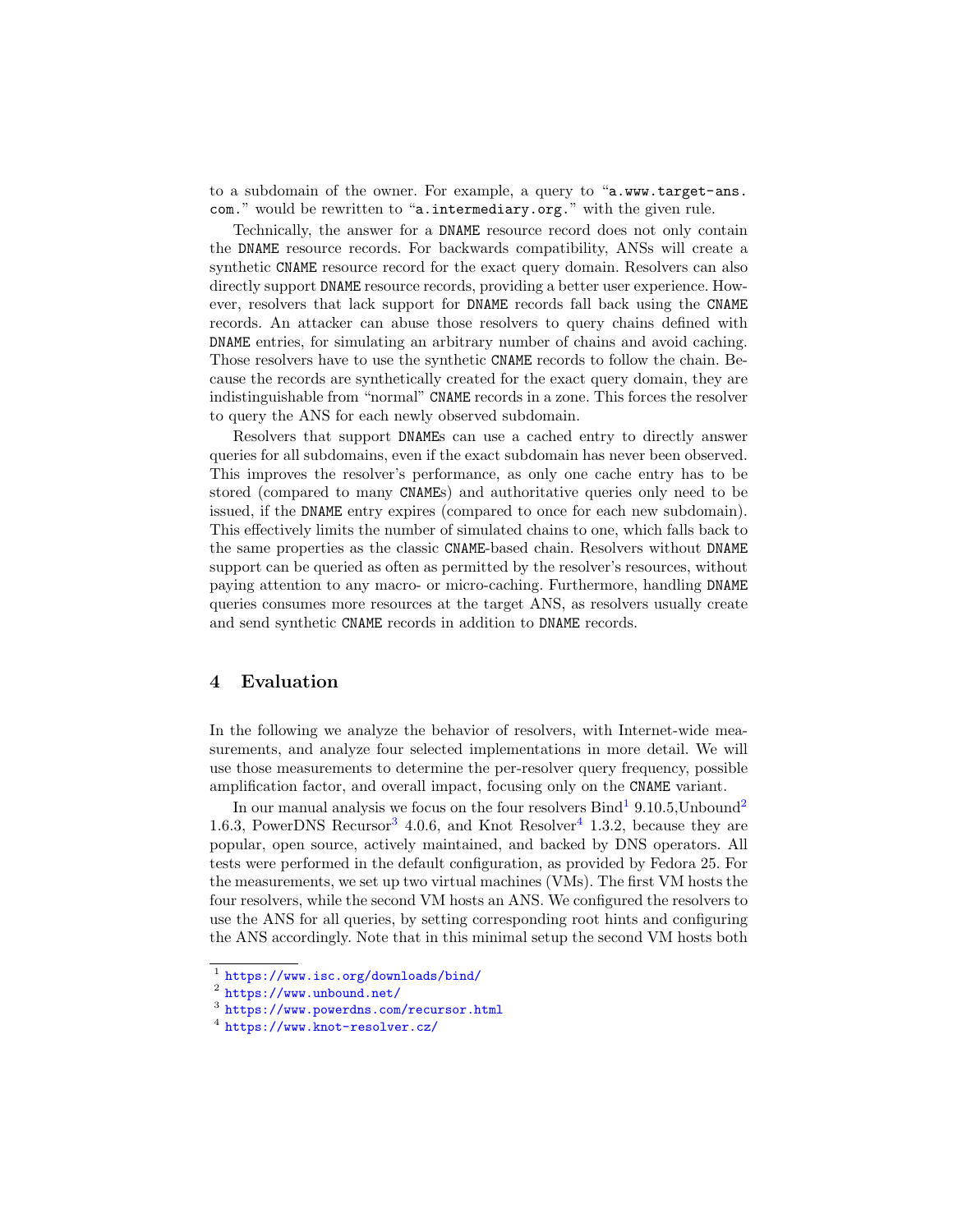to a subdomain of the owner. For example, a query to "`a.www.target-ans.com.`" would be rewritten to "`a.intermediary.org.`" with the given rule.

Technically, the answer for a DNAME resource record does not only contain the DNAME resource records. For backwards compatibility, ANSs will create a synthetic CNAME resource record for the exact query domain. Resolvers can also directly support DNAME resource records, providing a better user experience. However, resolvers that lack support for DNAME records fall back using the CNAME records. An attacker can abuse those resolvers to query chains defined with DNAME entries, for simulating an arbitrary number of chains and avoid caching. Those resolvers have to use the synthetic CNAME records to follow the chain. Because the records are synthetically created for the exact query domain, they are indistinguishable from "normal" CNAME records in a zone. This forces the resolver to query the ANS for each newly observed subdomain.

Resolvers that support DNAMEs can use a cached entry to directly answer queries for all subdomains, even if the exact subdomain has never been observed. This improves the resolver's performance, as only one cache entry has to be stored (compared to many CNAMEs) and authoritative queries only need to be issued, if the DNAME entry expires (compared to once for each new subdomain). This effectively limits the number of simulated chains to one, which falls back to the same properties as the classic CNAME-based chain. Resolvers without DNAME support can be queried as often as permitted by the resolver's resources, without paying attention to any macro- or micro-caching. Furthermore, handling DNAME queries consumes more resources at the target ANS, as resolvers usually create and send synthetic CNAME records in addition to DNAME records.

## 4 Evaluation

In the following we analyze the behavior of resolvers, with Internet-wide measurements, and analyze four selected implementations in more detail. We will use those measurements to determine the per-resolver query frequency, possible amplification factor, and overall impact, focusing only on the CNAME variant.

In our manual analysis we focus on the four resolvers Bind[1] 9.10.5,Unbound[2] 1.6.3, PowerDNS Recursor[3] 4.0.6, and Knot Resolver[4] 1.3.2, because they are popular, open source, actively maintained, and backed by DNS operators. All tests were performed in the default configuration, as provided by Fedora 25. For the measurements, we set up two virtual machines (VMs). The first VM hosts the four resolvers, while the second VM hosts an ANS. We configured the resolvers to use the ANS for all queries, by setting corresponding root hints and configuring the ANS accordingly. Note that in this minimal setup the second VM hosts both

[1] https://www.isc.org/downloads/bind/
[2] https://www.unbound.net/
[3] https://www.powerdns.com/recursor.html
[4] https://www.knot-resolver.cz/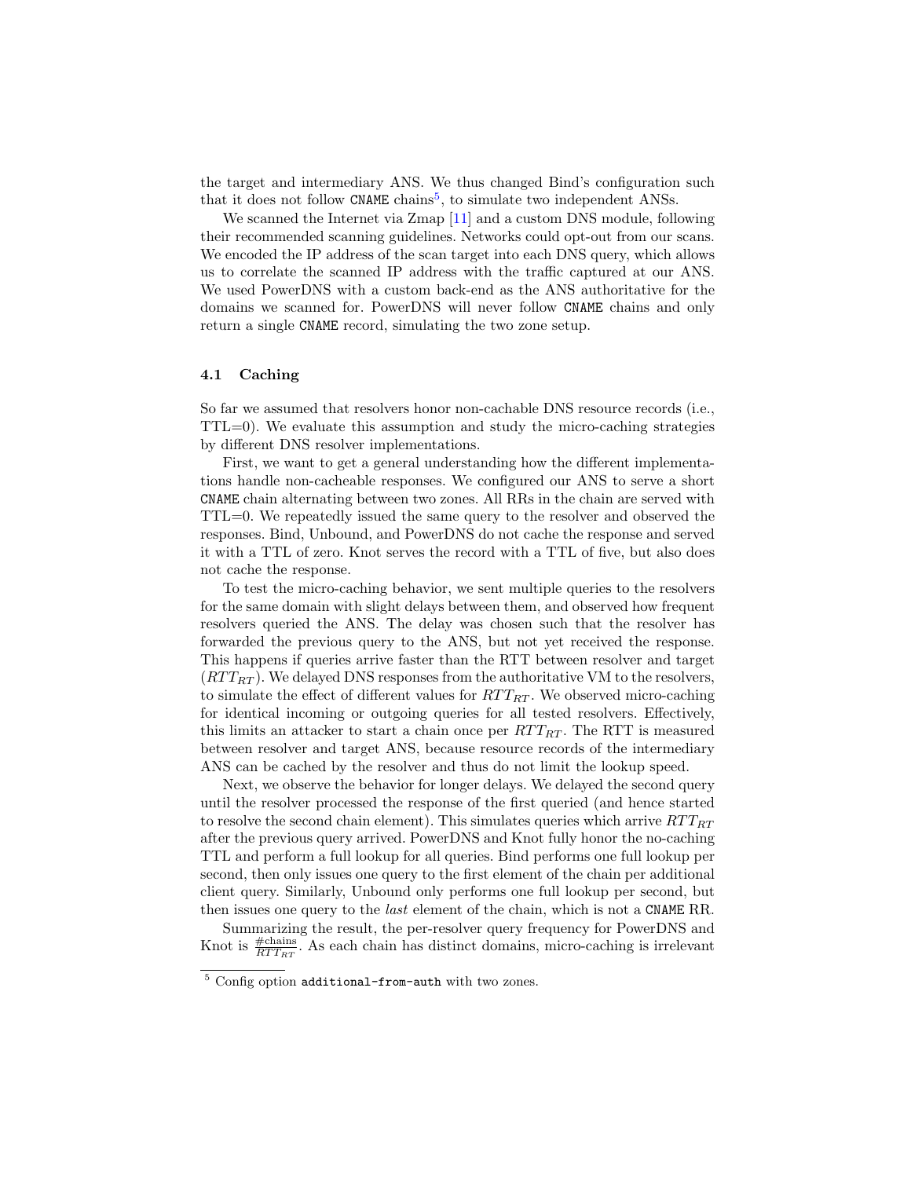the target and intermediary ANS. We thus changed Bind's configuration such that it does not follow CNAME chains[5], to simulate two independent ANSs.

We scanned the Internet via Zmap [11] and a custom DNS module, following their recommended scanning guidelines. Networks could opt-out from our scans. We encoded the IP address of the scan target into each DNS query, which allows us to correlate the scanned IP address with the traffic captured at our ANS. We used PowerDNS with a custom back-end as the ANS authoritative for the domains we scanned for. PowerDNS will never follow CNAME chains and only return a single CNAME record, simulating the two zone setup.

### 4.1 Caching

So far we assumed that resolvers honor non-cachable DNS resource records (i.e., TTL=0). We evaluate this assumption and study the micro-caching strategies by different DNS resolver implementations.

First, we want to get a general understanding how the different implementations handle non-cacheable responses. We configured our ANS to serve a short CNAME chain alternating between two zones. All RRs in the chain are served with TTL=0. We repeatedly issued the same query to the resolver and observed the responses. Bind, Unbound, and PowerDNS do not cache the response and served it with a TTL of zero. Knot serves the record with a TTL of five, but also does not cache the response.

To test the micro-caching behavior, we sent multiple queries to the resolvers for the same domain with slight delays between them, and observed how frequent resolvers queried the ANS. The delay was chosen such that the resolver has forwarded the previous query to the ANS, but not yet received the response. This happens if queries arrive faster than the RTT between resolver and target ($RTT_{RT}$). We delayed DNS responses from the authoritative VM to the resolvers, to simulate the effect of different values for $RTT_{RT}$. We observed micro-caching for identical incoming or outgoing queries for all tested resolvers. Effectively, this limits an attacker to start a chain once per $RTT_{RT}$. The RTT is measured between resolver and target ANS, because resource records of the intermediary ANS can be cached by the resolver and thus do not limit the lookup speed.

Next, we observe the behavior for longer delays. We delayed the second query until the resolver processed the response of the first queried (and hence started to resolve the second chain element). This simulates queries which arrive $RTT_{RT}$ after the previous query arrived. PowerDNS and Knot fully honor the no-caching TTL and perform a full lookup for all queries. Bind performs one full lookup per second, then only issues one query to the first element of the chain per additional client query. Similarly, Unbound only performs one full lookup per second, but then issues one query to the *last* element of the chain, which is not a CNAME RR.

Summarizing the result, the per-resolver query frequency for PowerDNS and Knot is $\frac{\#\text{chains}}{RTT_{RT}}$. As each chain has distinct domains, micro-caching is irrelevant

[5] Config option additional-from-auth with two zones.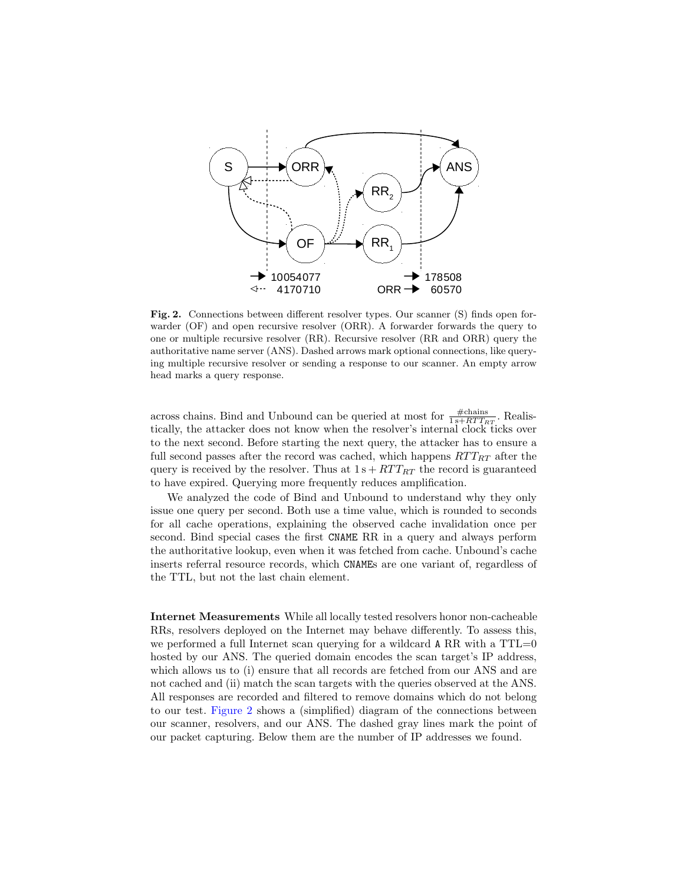**Fig. 2.** Connections between different resolver types. Our scanner (S) finds open forwarder (OF) and open recursive resolver (ORR). A forwarder forwards the query to one or multiple recursive resolver (RR). Recursive resolver (RR and ORR) query the authoritative name server (ANS). Dashed arrows mark optional connections, like querying multiple recursive resolver or sending a response to our scanner. An empty arrow head marks a query response.

across chains. Bind and Unbound can be queried at most for $\frac{\#\text{chains}}{1\,\text{s}+RTT_{RT}}$. Realistically, the attacker does not know when the resolver's internal clock ticks over to the next second. Before starting the next query, the attacker has to ensure a full second passes after the record was cached, which happens $RTT_{RT}$ after the query is received by the resolver. Thus at $1\,\text{s} + RTT_{RT}$ the record is guaranteed to have expired. Querying more frequently reduces amplification.

We analyzed the code of Bind and Unbound to understand why they only issue one query per second. Both use a time value, which is rounded to seconds for all cache operations, explaining the observed cache invalidation once per second. Bind special cases the first `CNAME` RR in a query and always perform the authoritative lookup, even when it was fetched from cache. Unbound's cache inserts referral resource records, which `CNAME`s are one variant of, regardless of the TTL, but not the last chain element.

**Internet Measurements** While all locally tested resolvers honor non-cacheable RRs, resolvers deployed on the Internet may behave differently. To assess this, we performed a full Internet scan querying for a wildcard `A` RR with a TTL=0 hosted by our ANS. The queried domain encodes the scan target's IP address, which allows us to (i) ensure that all records are fetched from our ANS and are not cached and (ii) match the scan targets with the queries observed at the ANS. All responses are recorded and filtered to remove domains which do not belong to our test. Figure 2 shows a (simplified) diagram of the connections between our scanner, resolvers, and our ANS. The dashed gray lines mark the point of our packet capturing. Below them are the number of IP addresses we found.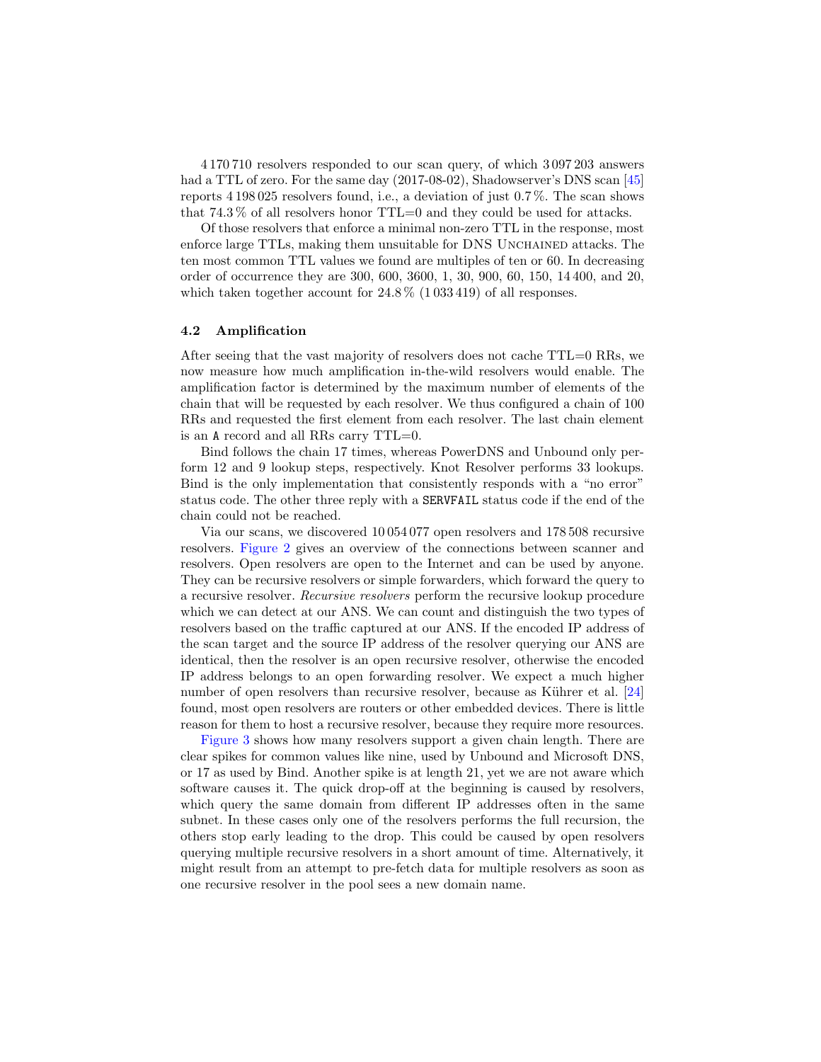4 170 710 resolvers responded to our scan query, of which 3 097 203 answers had a TTL of zero. For the same day (2017-08-02), Shadowserver's DNS scan [45] reports 4 198 025 resolvers found, i.e., a deviation of just 0.7 %. The scan shows that 74.3 % of all resolvers honor TTL=0 and they could be used for attacks.

Of those resolvers that enforce a minimal non-zero TTL in the response, most enforce large TTLs, making them unsuitable for DNS Unchained attacks. The ten most common TTL values we found are multiples of ten or 60. In decreasing order of occurrence they are 300, 600, 3600, 1, 30, 900, 60, 150, 14 400, and 20, which taken together account for 24.8 % (1 033 419) of all responses.

### 4.2 Amplification

After seeing that the vast majority of resolvers does not cache TTL=0 RRs, we now measure how much amplification in-the-wild resolvers would enable. The amplification factor is determined by the maximum number of elements of the chain that will be requested by each resolver. We thus configured a chain of 100 RRs and requested the first element from each resolver. The last chain element is an `A` record and all RRs carry TTL=0.

Bind follows the chain 17 times, whereas PowerDNS and Unbound only perform 12 and 9 lookup steps, respectively. Knot Resolver performs 33 lookups. Bind is the only implementation that consistently responds with a "no error" status code. The other three reply with a `SERVFAIL` status code if the end of the chain could not be reached.

Via our scans, we discovered 10 054 077 open resolvers and 178 508 recursive resolvers. Figure 2 gives an overview of the connections between scanner and resolvers. Open resolvers are open to the Internet and can be used by anyone. They can be recursive resolvers or simple forwarders, which forward the query to a recursive resolver. *Recursive resolvers* perform the recursive lookup procedure which we can detect at our ANS. We can count and distinguish the two types of resolvers based on the traffic captured at our ANS. If the encoded IP address of the scan target and the source IP address of the resolver querying our ANS are identical, then the resolver is an open recursive resolver, otherwise the encoded IP address belongs to an open forwarding resolver. We expect a much higher number of open resolvers than recursive resolver, because as Kührer et al. [24] found, most open resolvers are routers or other embedded devices. There is little reason for them to host a recursive resolver, because they require more resources.

Figure 3 shows how many resolvers support a given chain length. There are clear spikes for common values like nine, used by Unbound and Microsoft DNS, or 17 as used by Bind. Another spike is at length 21, yet we are not aware which software causes it. The quick drop-off at the beginning is caused by resolvers, which query the same domain from different IP addresses often in the same subnet. In these cases only one of the resolvers performs the full recursion, the others stop early leading to the drop. This could be caused by open resolvers querying multiple recursive resolvers in a short amount of time. Alternatively, it might result from an attempt to pre-fetch data for multiple resolvers as soon as one recursive resolver in the pool sees a new domain name.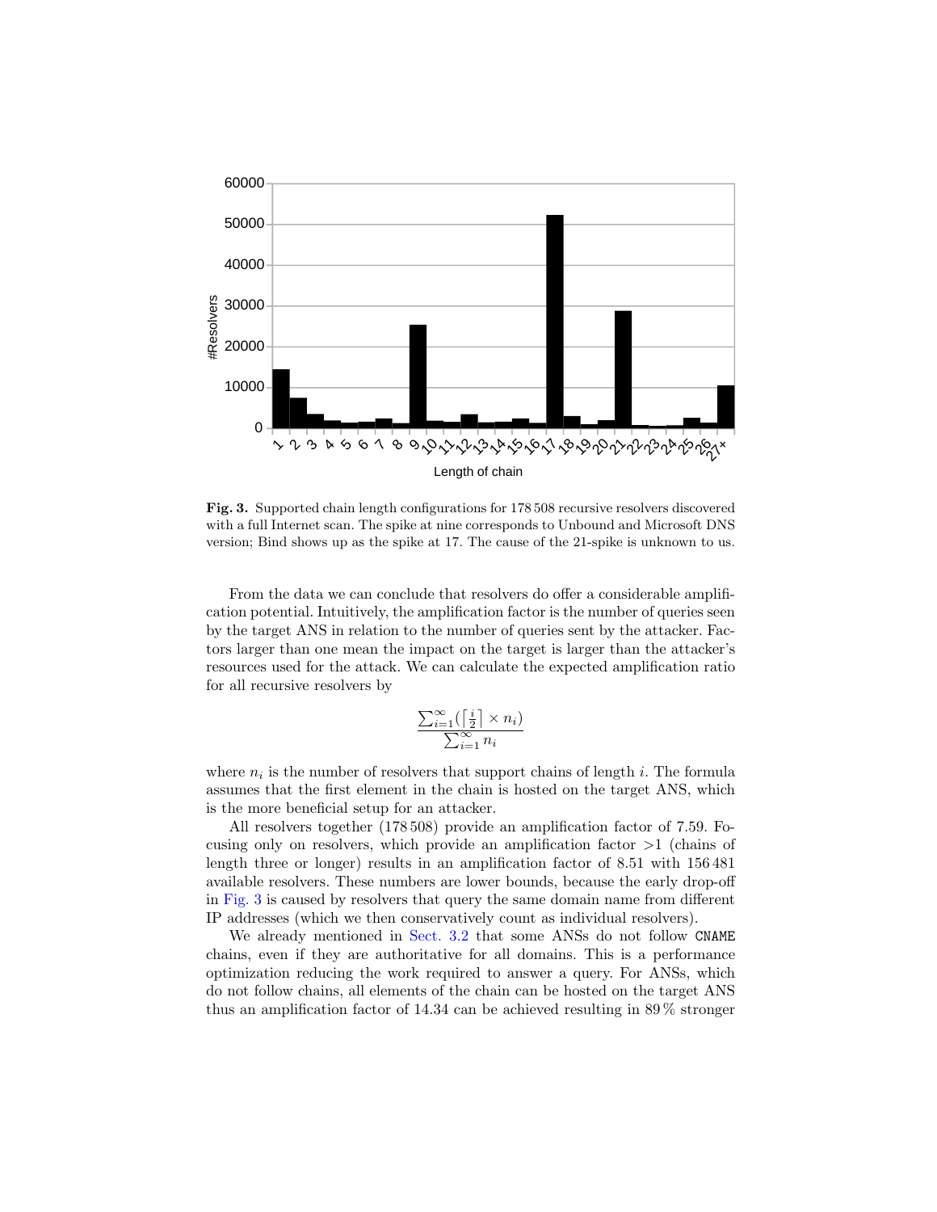**Fig. 3.** Supported chain length configurations for 178 508 recursive resolvers discovered with a full Internet scan. The spike at nine corresponds to Unbound and Microsoft DNS version; Bind shows up as the spike at 17. The cause of the 21-spike is unknown to us.

From the data we can conclude that resolvers do offer a considerable amplification potential. Intuitively, the amplification factor is the number of queries seen by the target ANS in relation to the number of queries sent by the attacker. Factors larger than one mean the impact on the target is larger than the attacker's resources used for the attack. We can calculate the expected amplification ratio for all recursive resolvers by

$$\frac{\sum_{i=1}^{\infty}(\left\lceil \frac{i}{2} \right\rceil \times n_i)}{\sum_{i=1}^{\infty} n_i}$$

where $n_i$ is the number of resolvers that support chains of length $i$. The formula assumes that the first element in the chain is hosted on the target ANS, which is the more beneficial setup for an attacker.

All resolvers together (178 508) provide an amplification factor of 7.59. Focusing only on resolvers, which provide an amplification factor $>1$ (chains of length three or longer) results in an amplification factor of 8.51 with 156 481 available resolvers. These numbers are lower bounds, because the early drop-off in Fig. 3 is caused by resolvers that query the same domain name from different IP addresses (which we then conservatively count as individual resolvers).

We already mentioned in Sect. 3.2 that some ANSs do not follow `CNAME` chains, even if they are authoritative for all domains. This is a performance optimization reducing the work required to answer a query. For ANSs, which do not follow chains, all elements of the chain can be hosted on the target ANS thus an amplification factor of 14.34 can be achieved resulting in 89 % stronger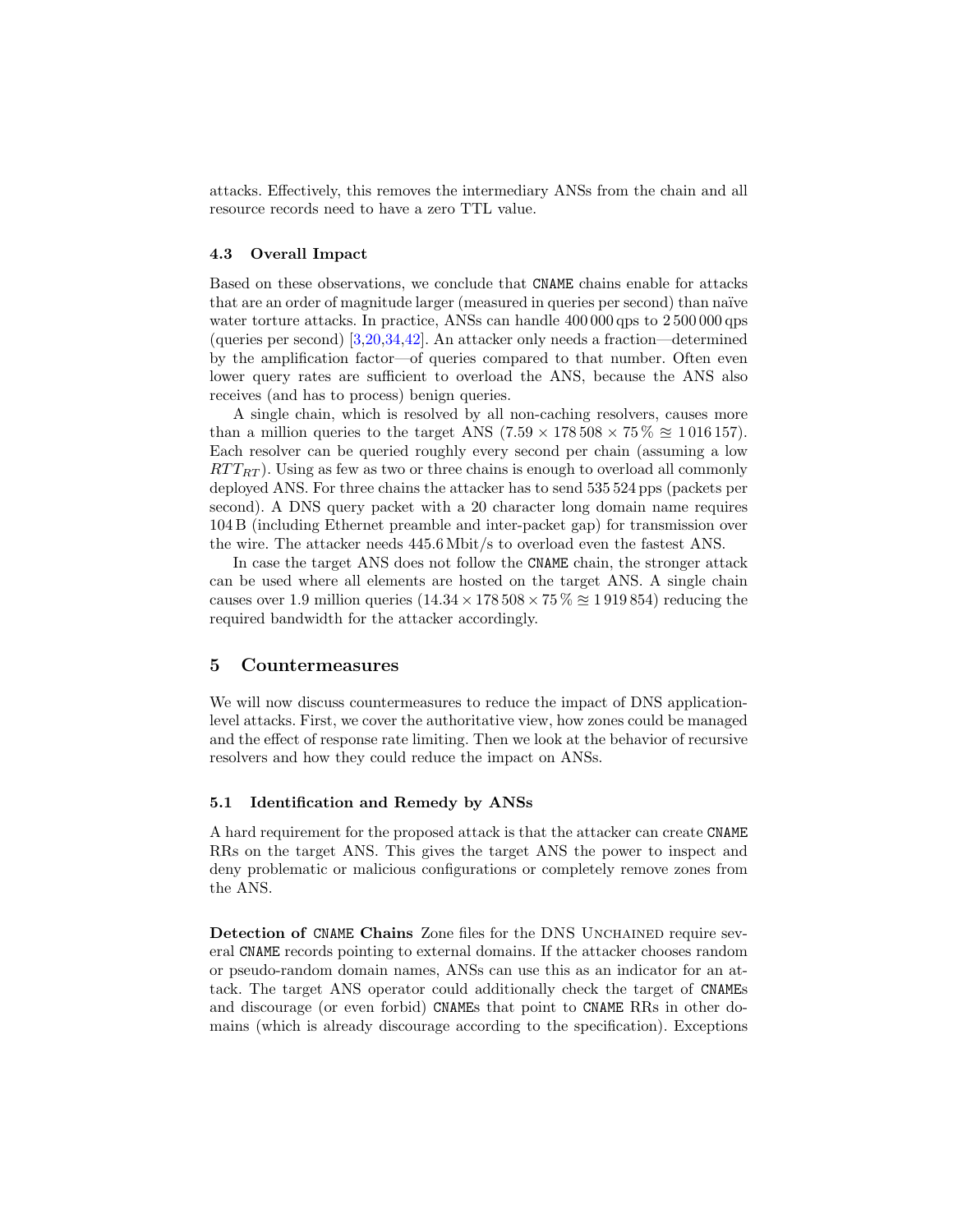attacks. Effectively, this removes the intermediary ANSs from the chain and all resource records need to have a zero TTL value.

### 4.3 Overall Impact

Based on these observations, we conclude that `CNAME` chains enable for attacks that are an order of magnitude larger (measured in queries per second) than naïve water torture attacks. In practice, ANSs can handle 400 000 qps to 2 500 000 qps (queries per second) [3,20,34,42]. An attacker only needs a fraction—determined by the amplification factor—of queries compared to that number. Often even lower query rates are sufficient to overload the ANS, because the ANS also receives (and has to process) benign queries.

A single chain, which is resolved by all non-caching resolvers, causes more than a million queries to the target ANS ($7.59 \times 178\,508 \times 75\,\% \approxeq 1\,016\,157$). Each resolver can be queried roughly every second per chain (assuming a low $RTT_{RT}$). Using as few as two or three chains is enough to overload all commonly deployed ANS. For three chains the attacker has to send 535 524 pps (packets per second). A DNS query packet with a 20 character long domain name requires 104 B (including Ethernet preamble and inter-packet gap) for transmission over the wire. The attacker needs 445.6 Mbit/s to overload even the fastest ANS.

In case the target ANS does not follow the `CNAME` chain, the stronger attack can be used where all elements are hosted on the target ANS. A single chain causes over 1.9 million queries ($14.34 \times 178\,508 \times 75\,\% \approxeq 1\,919\,854$) reducing the required bandwidth for the attacker accordingly.

## 5 Countermeasures

We will now discuss countermeasures to reduce the impact of DNS application-level attacks. First, we cover the authoritative view, how zones could be managed and the effect of response rate limiting. Then we look at the behavior of recursive resolvers and how they could reduce the impact on ANSs.

### 5.1 Identification and Remedy by ANSs

A hard requirement for the proposed attack is that the attacker can create `CNAME` RRs on the target ANS. This gives the target ANS the power to inspect and deny problematic or malicious configurations or completely remove zones from the ANS.

**Detection of `CNAME` Chains** Zone files for the DNS Unchained require several `CNAME` records pointing to external domains. If the attacker chooses random or pseudo-random domain names, ANSs can use this as an indicator for an attack. The target ANS operator could additionally check the target of `CNAME`s and discourage (or even forbid) `CNAME`s that point to `CNAME` RRs in other domains (which is already discourage according to the specification). Exceptions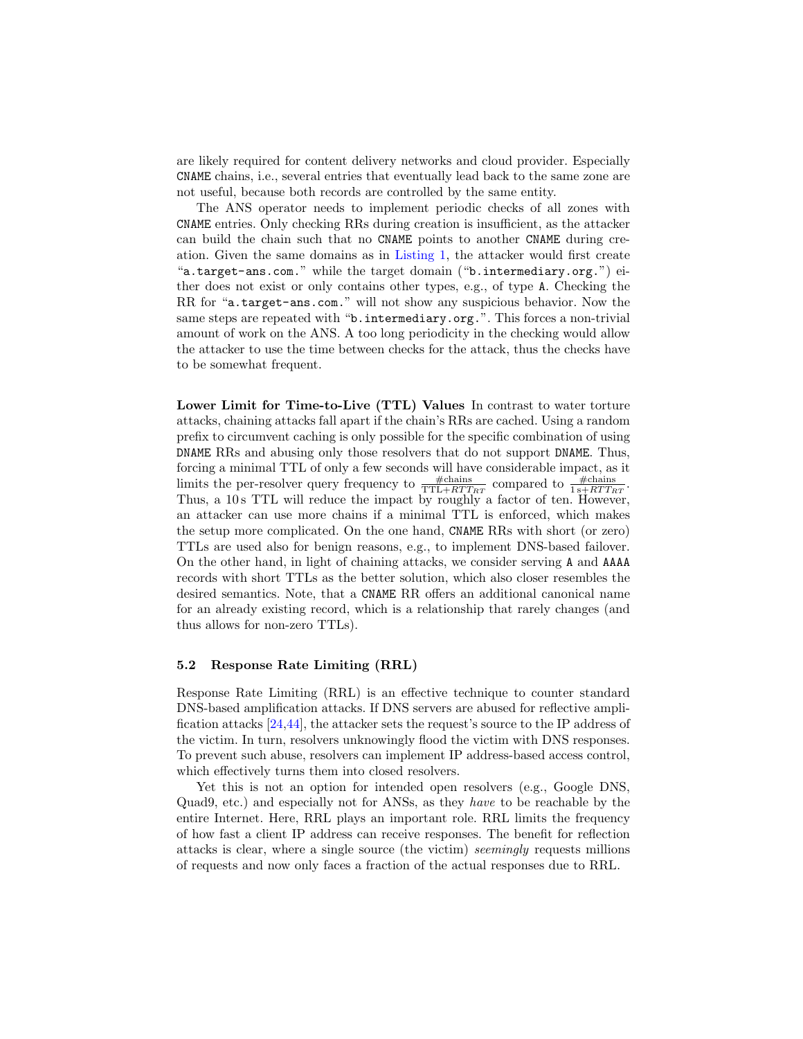are likely required for content delivery networks and cloud provider. Especially `CNAME` chains, i.e., several entries that eventually lead back to the same zone are not useful, because both records are controlled by the same entity.

The ANS operator needs to implement periodic checks of all zones with `CNAME` entries. Only checking RRs during creation is insufficient, as the attacker can build the chain such that no `CNAME` points to another `CNAME` during creation. Given the same domains as in Listing 1, the attacker would first create "`a.target-ans.com.`" while the target domain ("`b.intermediary.org.`") either does not exist or only contains other types, e.g., of type `A`. Checking the RR for "`a.target-ans.com.`" will not show any suspicious behavior. Now the same steps are repeated with "`b.intermediary.org.`". This forces a non-trivial amount of work on the ANS. A too long periodicity in the checking would allow the attacker to use the time between checks for the attack, thus the checks have to be somewhat frequent.

**Lower Limit for Time-to-Live (TTL) Values** In contrast to water torture attacks, chaining attacks fall apart if the chain's RRs are cached. Using a random prefix to circumvent caching is only possible for the specific combination of using `DNAME` RRs and abusing only those resolvers that do not support `DNAME`. Thus, forcing a minimal TTL of only a few seconds will have considerable impact, as it limits the per-resolver query frequency to $\frac{\#\text{chains}}{\text{TTL}+RTT_{RT}}$ compared to $\frac{\#\text{chains}}{1\,\text{s}+RTT_{RT}}$. Thus, a 10 s TTL will reduce the impact by roughly a factor of ten. However, an attacker can use more chains if a minimal TTL is enforced, which makes the setup more complicated. On the one hand, `CNAME` RRs with short (or zero) TTLs are used also for benign reasons, e.g., to implement DNS-based failover. On the other hand, in light of chaining attacks, we consider serving `A` and `AAAA` records with short TTLs as the better solution, which also closer resembles the desired semantics. Note, that a `CNAME` RR offers an additional canonical name for an already existing record, which is a relationship that rarely changes (and thus allows for non-zero TTLs).

### 5.2 Response Rate Limiting (RRL)

Response Rate Limiting (RRL) is an effective technique to counter standard DNS-based amplification attacks. If DNS servers are abused for reflective amplification attacks [24,44], the attacker sets the request's source to the IP address of the victim. In turn, resolvers unknowingly flood the victim with DNS responses. To prevent such abuse, resolvers can implement IP address-based access control, which effectively turns them into closed resolvers.

Yet this is not an option for intended open resolvers (e.g., Google DNS, Quad9, etc.) and especially not for ANSs, as they *have* to be reachable by the entire Internet. Here, RRL plays an important role. RRL limits the frequency of how fast a client IP address can receive responses. The benefit for reflection attacks is clear, where a single source (the victim) *seemingly* requests millions of requests and now only faces a fraction of the actual responses due to RRL.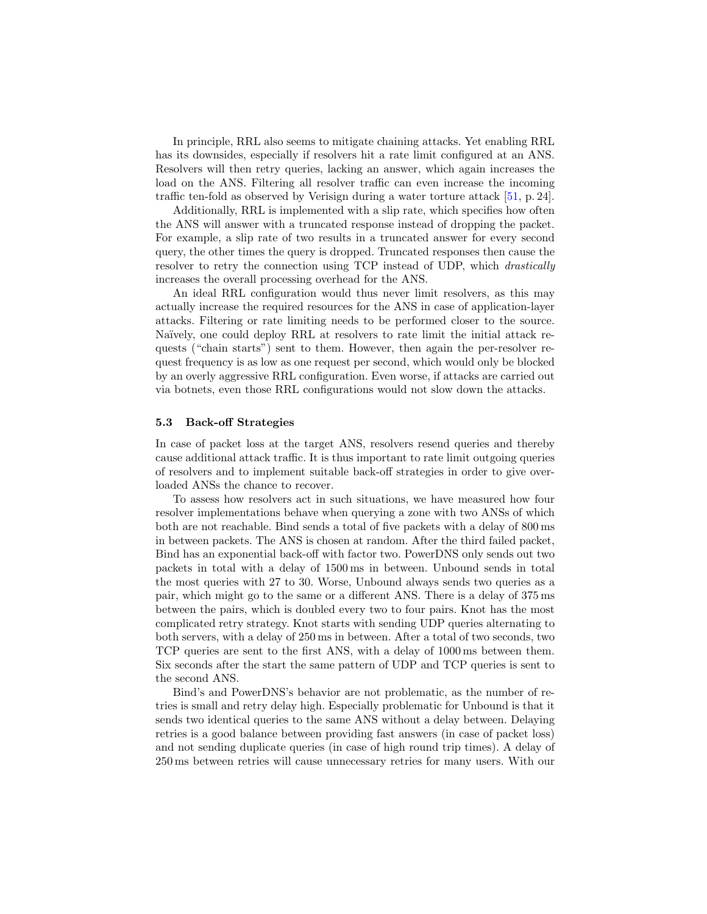In principle, RRL also seems to mitigate chaining attacks. Yet enabling RRL has its downsides, especially if resolvers hit a rate limit configured at an ANS. Resolvers will then retry queries, lacking an answer, which again increases the load on the ANS. Filtering all resolver traffic can even increase the incoming traffic ten-fold as observed by Verisign during a water torture attack [51, p. 24].

Additionally, RRL is implemented with a slip rate, which specifies how often the ANS will answer with a truncated response instead of dropping the packet. For example, a slip rate of two results in a truncated answer for every second query, the other times the query is dropped. Truncated responses then cause the resolver to retry the connection using TCP instead of UDP, which *drastically* increases the overall processing overhead for the ANS.

An ideal RRL configuration would thus never limit resolvers, as this may actually increase the required resources for the ANS in case of application-layer attacks. Filtering or rate limiting needs to be performed closer to the source. Naïvely, one could deploy RRL at resolvers to rate limit the initial attack requests ("chain starts") sent to them. However, then again the per-resolver request frequency is as low as one request per second, which would only be blocked by an overly aggressive RRL configuration. Even worse, if attacks are carried out via botnets, even those RRL configurations would not slow down the attacks.

### 5.3 Back-off Strategies

In case of packet loss at the target ANS, resolvers resend queries and thereby cause additional attack traffic. It is thus important to rate limit outgoing queries of resolvers and to implement suitable back-off strategies in order to give overloaded ANSs the chance to recover.

To assess how resolvers act in such situations, we have measured how four resolver implementations behave when querying a zone with two ANSs of which both are not reachable. Bind sends a total of five packets with a delay of 800 ms in between packets. The ANS is chosen at random. After the third failed packet, Bind has an exponential back-off with factor two. PowerDNS only sends out two packets in total with a delay of 1500 ms in between. Unbound sends in total the most queries with 27 to 30. Worse, Unbound always sends two queries as a pair, which might go to the same or a different ANS. There is a delay of 375 ms between the pairs, which is doubled every two to four pairs. Knot has the most complicated retry strategy. Knot starts with sending UDP queries alternating to both servers, with a delay of 250 ms in between. After a total of two seconds, two TCP queries are sent to the first ANS, with a delay of 1000 ms between them. Six seconds after the start the same pattern of UDP and TCP queries is sent to the second ANS.

Bind's and PowerDNS's behavior are not problematic, as the number of retries is small and retry delay high. Especially problematic for Unbound is that it sends two identical queries to the same ANS without a delay between. Delaying retries is a good balance between providing fast answers (in case of packet loss) and not sending duplicate queries (in case of high round trip times). A delay of 250 ms between retries will cause unnecessary retries for many users. With our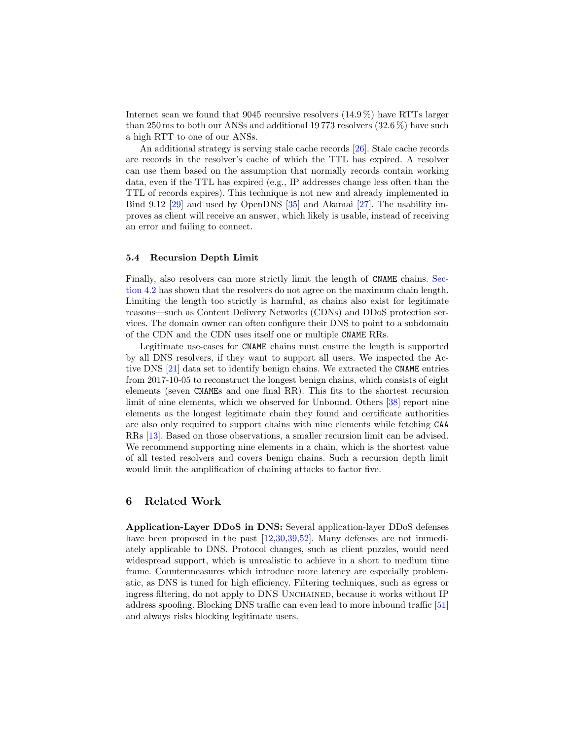Internet scan we found that 9045 recursive resolvers (14.9 %) have RTTs larger than 250 ms to both our ANSs and additional 19 773 resolvers (32.6 %) have such a high RTT to one of our ANSs.

An additional strategy is serving stale cache records [26]. Stale cache records are records in the resolver's cache of which the TTL has expired. A resolver can use them based on the assumption that normally records contain working data, even if the TTL has expired (e.g., IP addresses change less often than the TTL of records expires). This technique is not new and already implemented in Bind 9.12 [29] and used by OpenDNS [35] and Akamai [27]. The usability improves as client will receive an answer, which likely is usable, instead of receiving an error and failing to connect.

### 5.4 Recursion Depth Limit

Finally, also resolvers can more strictly limit the length of `CNAME` chains. Section 4.2 has shown that the resolvers do not agree on the maximum chain length. Limiting the length too strictly is harmful, as chains also exist for legitimate reasons—such as Content Delivery Networks (CDNs) and DDoS protection services. The domain owner can often configure their DNS to point to a subdomain of the CDN and the CDN uses itself one or multiple `CNAME` RRs.

Legitimate use-cases for `CNAME` chains must ensure the length is supported by all DNS resolvers, if they want to support all users. We inspected the Active DNS [21] data set to identify benign chains. We extracted the `CNAME` entries from 2017-10-05 to reconstruct the longest benign chains, which consists of eight elements (seven `CNAME`s and one final RR). This fits to the shortest recursion limit of nine elements, which we observed for Unbound. Others [38] report nine elements as the longest legitimate chain they found and certificate authorities are also only required to support chains with nine elements while fetching `CAA` RRs [13]. Based on those observations, a smaller recursion limit can be advised. We recommend supporting nine elements in a chain, which is the shortest value of all tested resolvers and covers benign chains. Such a recursion depth limit would limit the amplification of chaining attacks to factor five.

## 6 Related Work

**Application-Layer DDoS in DNS:** Several application-layer DDoS defenses have been proposed in the past [12,30,39,52]. Many defenses are not immediately applicable to DNS. Protocol changes, such as client puzzles, would need widespread support, which is unrealistic to achieve in a short to medium time frame. Countermeasures which introduce more latency are especially problematic, as DNS is tuned for high efficiency. Filtering techniques, such as egress or ingress filtering, do not apply to DNS Unchained, because it works without IP address spoofing. Blocking DNS traffic can even lead to more inbound traffic [51] and always risks blocking legitimate users.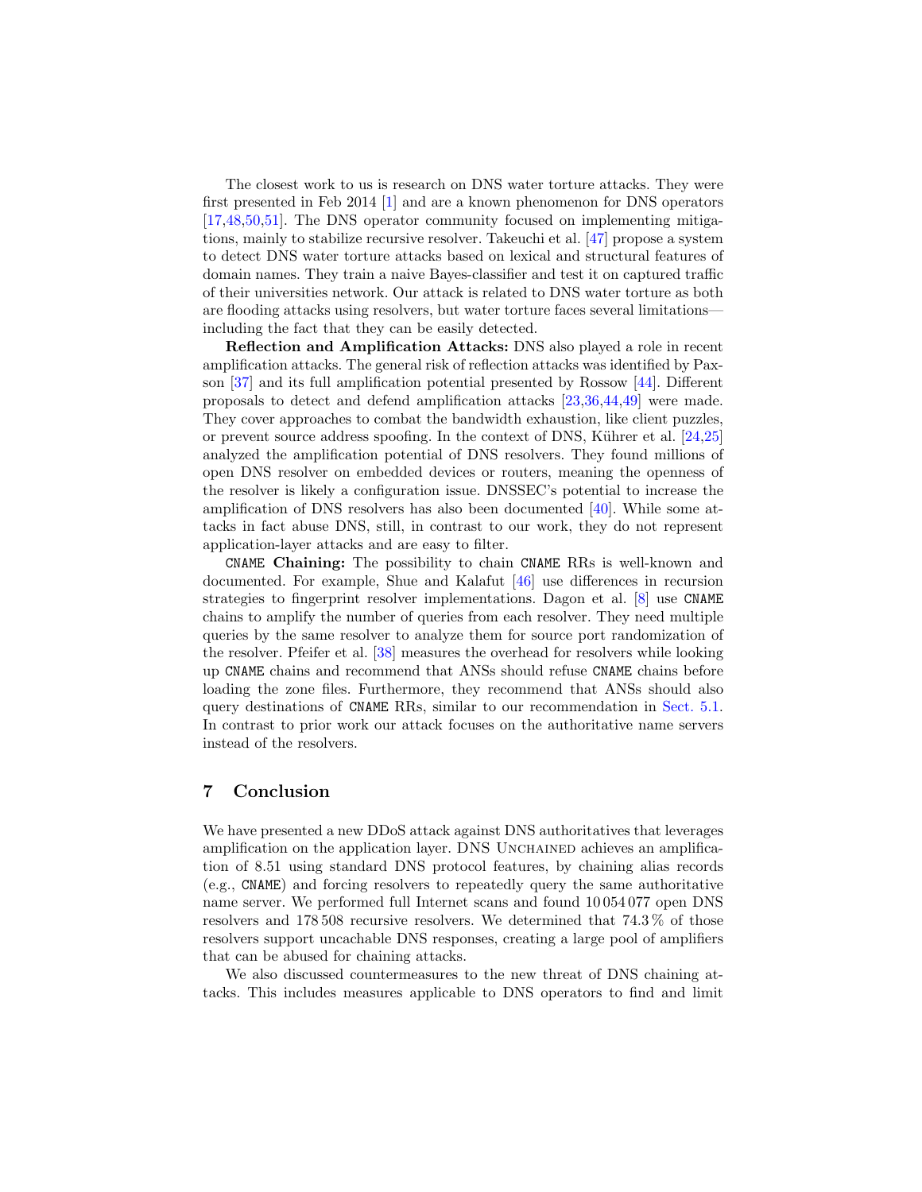The closest work to us is research on DNS water torture attacks. They were first presented in Feb 2014 [1] and are a known phenomenon for DNS operators [17,48,50,51]. The DNS operator community focused on implementing mitigations, mainly to stabilize recursive resolver. Takeuchi et al. [47] propose a system to detect DNS water torture attacks based on lexical and structural features of domain names. They train a naive Bayes-classifier and test it on captured traffic of their universities network. Our attack is related to DNS water torture as both are flooding attacks using resolvers, but water torture faces several limitations—including the fact that they can be easily detected.

**Reflection and Amplification Attacks:** DNS also played a role in recent amplification attacks. The general risk of reflection attacks was identified by Paxson [37] and its full amplification potential presented by Rossow [44]. Different proposals to detect and defend amplification attacks [23,36,44,49] were made. They cover approaches to combat the bandwidth exhaustion, like client puzzles, or prevent source address spoofing. In the context of DNS, Kührer et al. [24,25] analyzed the amplification potential of DNS resolvers. They found millions of open DNS resolver on embedded devices or routers, meaning the openness of the resolver is likely a configuration issue. DNSSEC's potential to increase the amplification of DNS resolvers has also been documented [40]. While some attacks in fact abuse DNS, still, in contrast to our work, they do not represent application-layer attacks and are easy to filter.

`CNAME` **Chaining:** The possibility to chain `CNAME` RRs is well-known and documented. For example, Shue and Kalafut [46] use differences in recursion strategies to fingerprint resolver implementations. Dagon et al. [8] use `CNAME` chains to amplify the number of queries from each resolver. They need multiple queries by the same resolver to analyze them for source port randomization of the resolver. Pfeifer et al. [38] measures the overhead for resolvers while looking up `CNAME` chains and recommend that ANSs should refuse `CNAME` chains before loading the zone files. Furthermore, they recommend that ANSs should also query destinations of `CNAME` RRs, similar to our recommendation in Sect. 5.1. In contrast to prior work our attack focuses on the authoritative name servers instead of the resolvers.

## 7 Conclusion

We have presented a new DDoS attack against DNS authoritatives that leverages amplification on the application layer. DNS Unchained achieves an amplification of 8.51 using standard DNS protocol features, by chaining alias records (e.g., `CNAME`) and forcing resolvers to repeatedly query the same authoritative name server. We performed full Internet scans and found 10 054 077 open DNS resolvers and 178 508 recursive resolvers. We determined that 74.3 % of those resolvers support uncachable DNS responses, creating a large pool of amplifiers that can be abused for chaining attacks.

We also discussed countermeasures to the new threat of DNS chaining attacks. This includes measures applicable to DNS operators to find and limit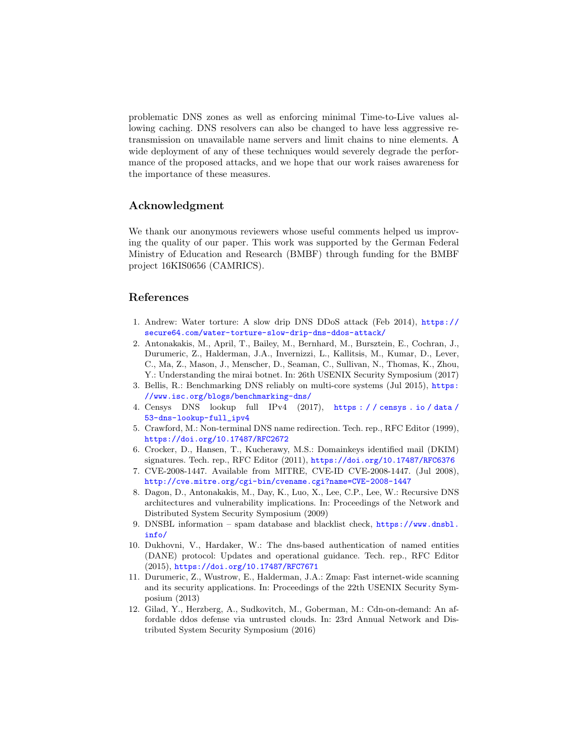problematic DNS zones as well as enforcing minimal Time-to-Live values allowing caching. DNS resolvers can also be changed to have less aggressive retransmission on unavailable name servers and limit chains to nine elements. A wide deployment of any of these techniques would severely degrade the performance of the proposed attacks, and we hope that our work raises awareness for the importance of these measures.

## Acknowledgment

We thank our anonymous reviewers whose useful comments helped us improving the quality of our paper. This work was supported by the German Federal Ministry of Education and Research (BMBF) through funding for the BMBF project 16KIS0656 (CAMRICS).

## References

1. Andrew: Water torture: A slow drip DNS DDoS attack (Feb 2014), https://secure64.com/water-torture-slow-drip-dns-ddos-attack/
2. Antonakakis, M., April, T., Bailey, M., Bernhard, M., Bursztein, E., Cochran, J., Durumeric, Z., Halderman, J.A., Invernizzi, L., Kallitsis, M., Kumar, D., Lever, C., Ma, Z., Mason, J., Menscher, D., Seaman, C., Sullivan, N., Thomas, K., Zhou, Y.: Understanding the mirai botnet. In: 26th USENIX Security Symposium (2017)
3. Bellis, R.: Benchmarking DNS reliably on multi-core systems (Jul 2015), https://www.isc.org/blogs/benchmarking-dns/
4. Censys DNS lookup full IPv4 (2017), https://censys.io/data/53-dns-lookup-full_ipv4
5. Crawford, M.: Non-terminal DNS name redirection. Tech. rep., RFC Editor (1999), https://doi.org/10.17487/RFC2672
6. Crocker, D., Hansen, T., Kucherawy, M.S.: Domainkeys identified mail (DKIM) signatures. Tech. rep., RFC Editor (2011), https://doi.org/10.17487/RFC6376
7. CVE-2008-1447. Available from MITRE, CVE-ID CVE-2008-1447. (Jul 2008), http://cve.mitre.org/cgi-bin/cvename.cgi?name=CVE-2008-1447
8. Dagon, D., Antonakakis, M., Day, K., Luo, X., Lee, C.P., Lee, W.: Recursive DNS architectures and vulnerability implications. In: Proceedings of the Network and Distributed System Security Symposium (2009)
9. DNSBL information – spam database and blacklist check, https://www.dnsbl.info/
10. Dukhovni, V., Hardaker, W.: The dns-based authentication of named entities (DANE) protocol: Updates and operational guidance. Tech. rep., RFC Editor (2015), https://doi.org/10.17487/RFC7671
11. Durumeric, Z., Wustrow, E., Halderman, J.A.: Zmap: Fast internet-wide scanning and its security applications. In: Proceedings of the 22th USENIX Security Symposium (2013)
12. Gilad, Y., Herzberg, A., Sudkovitch, M., Goberman, M.: Cdn-on-demand: An affordable ddos defense via untrusted clouds. In: 23rd Annual Network and Distributed System Security Symposium (2016)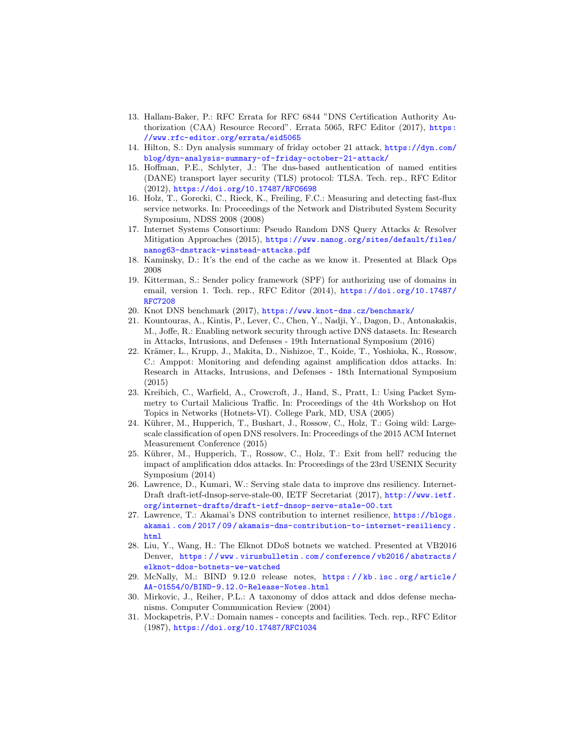13. Hallam-Baker, P.: RFC Errata for RFC 6844 "DNS Certification Authority Authorization (CAA) Resource Record". Errata 5065, RFC Editor (2017), https://www.rfc-editor.org/errata/eid5065
14. Hilton, S.: Dyn analysis summary of friday october 21 attack, https://dyn.com/blog/dyn-analysis-summary-of-friday-october-21-attack/
15. Hoffman, P.E., Schlyter, J.: The dns-based authentication of named entities (DANE) transport layer security (TLS) protocol: TLSA. Tech. rep., RFC Editor (2012), https://doi.org/10.17487/RFC6698
16. Holz, T., Gorecki, C., Rieck, K., Freiling, F.C.: Measuring and detecting fast-flux service networks. In: Proceedings of the Network and Distributed System Security Symposium, NDSS 2008 (2008)
17. Internet Systems Consortium: Pseudo Random DNS Query Attacks & Resolver Mitigation Approaches (2015), https://www.nanog.org/sites/default/files/nanog63-dnstrack-winstead-attacks.pdf
18. Kaminsky, D.: It's the end of the cache as we know it. Presented at Black Ops 2008
19. Kitterman, S.: Sender policy framework (SPF) for authorizing use of domains in email, version 1. Tech. rep., RFC Editor (2014), https://doi.org/10.17487/RFC7208
20. Knot DNS benchmark (2017), https://www.knot-dns.cz/benchmark/
21. Kountouras, A., Kintis, P., Lever, C., Chen, Y., Nadji, Y., Dagon, D., Antonakakis, M., Joffe, R.: Enabling network security through active DNS datasets. In: Research in Attacks, Intrusions, and Defenses - 19th International Symposium (2016)
22. Krämer, L., Krupp, J., Makita, D., Nishizoe, T., Koide, T., Yoshioka, K., Rossow, C.: Amppot: Monitoring and defending against amplification ddos attacks. In: Research in Attacks, Intrusions, and Defenses - 18th International Symposium (2015)
23. Kreibich, C., Warfield, A., Crowcroft, J., Hand, S., Pratt, I.: Using Packet Symmetry to Curtail Malicious Traffic. In: Proceedings of the 4th Workshop on Hot Topics in Networks (Hotnets-VI). College Park, MD, USA (2005)
24. Kührer, M., Hupperich, T., Bushart, J., Rossow, C., Holz, T.: Going wild: Large-scale classification of open DNS resolvers. In: Proceedings of the 2015 ACM Internet Measurement Conference (2015)
25. Kührer, M., Hupperich, T., Rossow, C., Holz, T.: Exit from hell? reducing the impact of amplification ddos attacks. In: Proceedings of the 23rd USENIX Security Symposium (2014)
26. Lawrence, D., Kumari, W.: Serving stale data to improve dns resiliency. Internet-Draft draft-ietf-dnsop-serve-stale-00, IETF Secretariat (2017), http://www.ietf.org/internet-drafts/draft-ietf-dnsop-serve-stale-00.txt
27. Lawrence, T.: Akamai's DNS contribution to internet resilience, https://blogs.akamai.com/2017/09/akamais-dns-contribution-to-internet-resiliency.html
28. Liu, Y., Wang, H.: The Elknot DDoS botnets we watched. Presented at VB2016 Denver, https://www.virusbulletin.com/conference/vb2016/abstracts/elknot-ddos-botnets-we-watched
29. McNally, M.: BIND 9.12.0 release notes, https://kb.isc.org/article/AA-01554/0/BIND-9.12.0-Release-Notes.html
30. Mirkovic, J., Reiher, P.L.: A taxonomy of ddos attack and ddos defense mechanisms. Computer Communication Review (2004)
31. Mockapetris, P.V.: Domain names - concepts and facilities. Tech. rep., RFC Editor (1987), https://doi.org/10.17487/RFC1034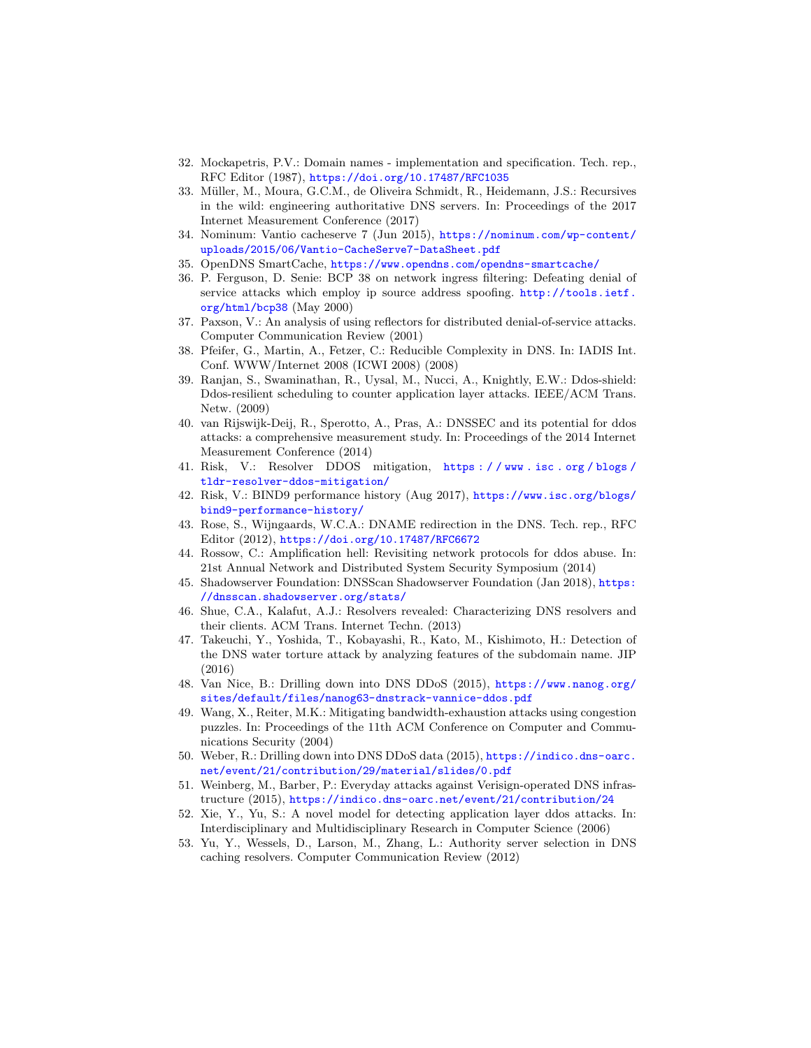32. Mockapetris, P.V.: Domain names - implementation and specification. Tech. rep., RFC Editor (1987), https://doi.org/10.17487/RFC1035
33. Müller, M., Moura, G.C.M., de Oliveira Schmidt, R., Heidemann, J.S.: Recursives in the wild: engineering authoritative DNS servers. In: Proceedings of the 2017 Internet Measurement Conference (2017)
34. Nominum: Vantio cacheserve 7 (Jun 2015), https://nominum.com/wp-content/uploads/2015/06/Vantio-CacheServe7-DataSheet.pdf
35. OpenDNS SmartCache, https://www.opendns.com/opendns-smartcache/
36. P. Ferguson, D. Senie: BCP 38 on network ingress filtering: Defeating denial of service attacks which employ ip source address spoofing. http://tools.ietf.org/html/bcp38 (May 2000)
37. Paxson, V.: An analysis of using reflectors for distributed denial-of-service attacks. Computer Communication Review (2001)
38. Pfeifer, G., Martin, A., Fetzer, C.: Reducible Complexity in DNS. In: IADIS Int. Conf. WWW/Internet 2008 (ICWI 2008) (2008)
39. Ranjan, S., Swaminathan, R., Uysal, M., Nucci, A., Knightly, E.W.: Ddos-shield: Ddos-resilient scheduling to counter application layer attacks. IEEE/ACM Trans. Netw. (2009)
40. van Rijswijk-Deij, R., Sperotto, A., Pras, A.: DNSSEC and its potential for ddos attacks: a comprehensive measurement study. In: Proceedings of the 2014 Internet Measurement Conference (2014)
41. Risk, V.: Resolver DDOS mitigation, https://www.isc.org/blogs/tldr-resolver-ddos-mitigation/
42. Risk, V.: BIND9 performance history (Aug 2017), https://www.isc.org/blogs/bind9-performance-history/
43. Rose, S., Wijngaards, W.C.A.: DNAME redirection in the DNS. Tech. rep., RFC Editor (2012), https://doi.org/10.17487/RFC6672
44. Rossow, C.: Amplification hell: Revisiting network protocols for ddos abuse. In: 21st Annual Network and Distributed System Security Symposium (2014)
45. Shadowserver Foundation: DNSScan Shadowserver Foundation (Jan 2018), https://dnsscan.shadowserver.org/stats/
46. Shue, C.A., Kalafut, A.J.: Resolvers revealed: Characterizing DNS resolvers and their clients. ACM Trans. Internet Techn. (2013)
47. Takeuchi, Y., Yoshida, T., Kobayashi, R., Kato, M., Kishimoto, H.: Detection of the DNS water torture attack by analyzing features of the subdomain name. JIP (2016)
48. Van Nice, B.: Drilling down into DNS DDoS (2015), https://www.nanog.org/sites/default/files/nanog63-dnstrack-vannice-ddos.pdf
49. Wang, X., Reiter, M.K.: Mitigating bandwidth-exhaustion attacks using congestion puzzles. In: Proceedings of the 11th ACM Conference on Computer and Communications Security (2004)
50. Weber, R.: Drilling down into DNS DDoS data (2015), https://indico.dns-oarc.net/event/21/contribution/29/material/slides/0.pdf
51. Weinberg, M., Barber, P.: Everyday attacks against Verisign-operated DNS infrastructure (2015), https://indico.dns-oarc.net/event/21/contribution/24
52. Xie, Y., Yu, S.: A novel model for detecting application layer ddos attacks. In: Interdisciplinary and Multidisciplinary Research in Computer Science (2006)
53. Yu, Y., Wessels, D., Larson, M., Zhang, L.: Authority server selection in DNS caching resolvers. Computer Communication Review (2012)